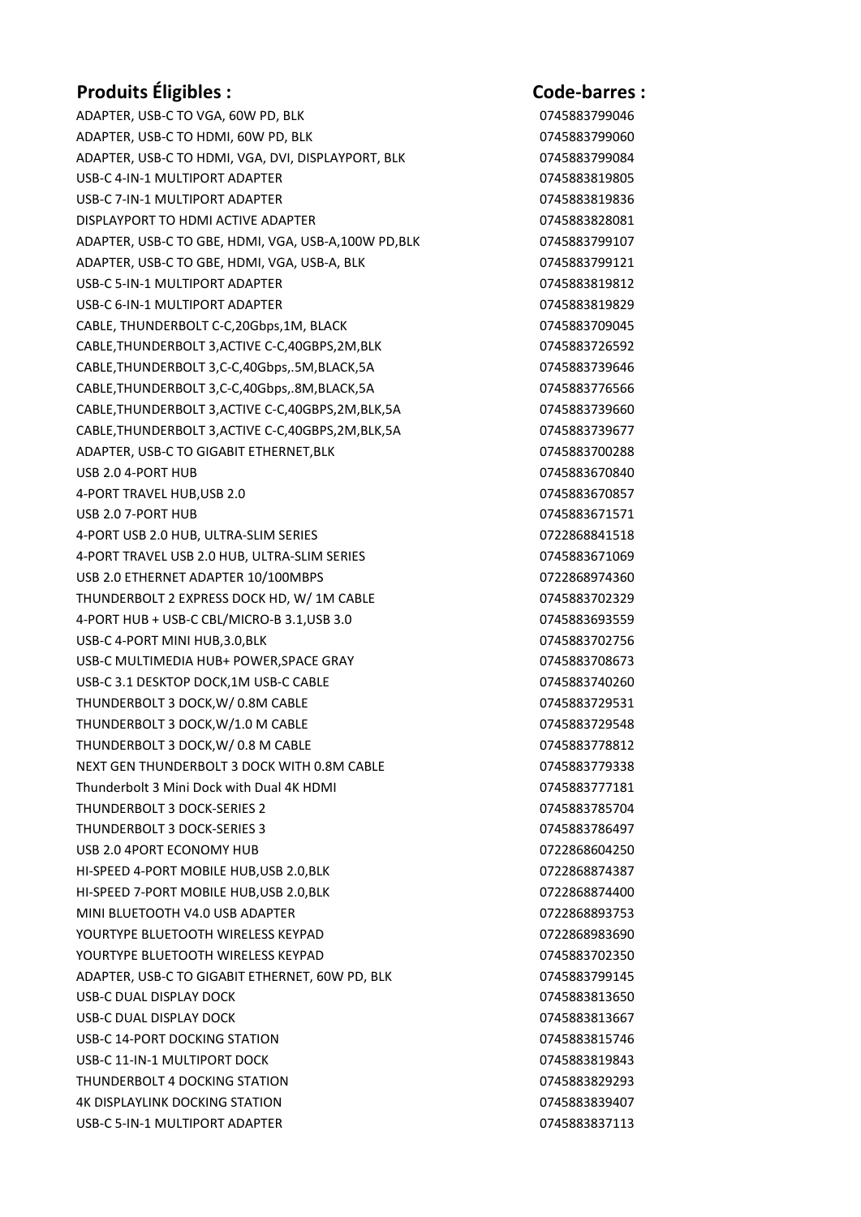| Produits Éligibles : | Code-barres : |
|---|---|
| ADAPTER, USB-C TO VGA, 60W PD, BLK | 0745883799046 |
| ADAPTER, USB-C TO HDMI, 60W PD, BLK | 0745883799060 |
| ADAPTER, USB-C TO HDMI, VGA, DVI, DISPLAYPORT, BLK | 0745883799084 |
| USB-C 4-IN-1 MULTIPORT ADAPTER | 0745883819805 |
| USB-C 7-IN-1 MULTIPORT ADAPTER | 0745883819836 |
| DISPLAYPORT TO HDMI ACTIVE ADAPTER | 0745883828081 |
| ADAPTER, USB-C TO GBE, HDMI, VGA, USB-A,100W PD,BLK | 0745883799107 |
| ADAPTER, USB-C TO GBE, HDMI, VGA, USB-A, BLK | 0745883799121 |
| USB-C 5-IN-1 MULTIPORT ADAPTER | 0745883819812 |
| USB-C 6-IN-1 MULTIPORT ADAPTER | 0745883819829 |
| CABLE, THUNDERBOLT C-C,20Gbps,1M, BLACK | 0745883709045 |
| CABLE,THUNDERBOLT 3,ACTIVE C-C,40GBPS,2M,BLK | 0745883726592 |
| CABLE,THUNDERBOLT 3,C-C,40Gbps,.5M,BLACK,5A | 0745883739646 |
| CABLE,THUNDERBOLT 3,C-C,40Gbps,.8M,BLACK,5A | 0745883776566 |
| CABLE,THUNDERBOLT 3,ACTIVE C-C,40GBPS,2M,BLK,5A | 0745883739660 |
| CABLE,THUNDERBOLT 3,ACTIVE C-C,40GBPS,2M,BLK,5A | 0745883739677 |
| ADAPTER, USB-C TO GIGABIT ETHERNET,BLK | 0745883700288 |
| USB 2.0 4-PORT HUB | 0745883670840 |
| 4-PORT TRAVEL HUB,USB 2.0 | 0745883670857 |
| USB 2.0 7-PORT HUB | 0745883671571 |
| 4-PORT USB 2.0 HUB, ULTRA-SLIM SERIES | 0722868841518 |
| 4-PORT TRAVEL USB 2.0 HUB, ULTRA-SLIM SERIES | 0745883671069 |
| USB 2.0 ETHERNET ADAPTER 10/100MBPS | 0722868974360 |
| THUNDERBOLT 2 EXPRESS DOCK HD, W/ 1M CABLE | 0745883702329 |
| 4-PORT HUB + USB-C CBL/MICRO-B 3.1,USB 3.0 | 0745883693559 |
| USB-C 4-PORT MINI HUB,3.0,BLK | 0745883702756 |
| USB-C MULTIMEDIA HUB+ POWER,SPACE GRAY | 0745883708673 |
| USB-C 3.1 DESKTOP DOCK,1M USB-C CABLE | 0745883740260 |
| THUNDERBOLT 3 DOCK,W/ 0.8M CABLE | 0745883729531 |
| THUNDERBOLT 3 DOCK,W/1.0 M CABLE | 0745883729548 |
| THUNDERBOLT 3 DOCK,W/ 0.8 M CABLE | 0745883778812 |
| NEXT GEN THUNDERBOLT 3 DOCK WITH 0.8M CABLE | 0745883779338 |
| Thunderbolt 3 Mini Dock with Dual 4K HDMI | 0745883777181 |
| THUNDERBOLT 3 DOCK-SERIES 2 | 0745883785704 |
| THUNDERBOLT 3 DOCK-SERIES 3 | 0745883786497 |
| USB 2.0 4PORT ECONOMY HUB | 0722868604250 |
| HI-SPEED 4-PORT MOBILE HUB,USB 2.0,BLK | 0722868874387 |
| HI-SPEED 7-PORT MOBILE HUB,USB 2.0,BLK | 0722868874400 |
| MINI BLUETOOTH V4.0 USB ADAPTER | 0722868893753 |
| YOURTYPE BLUETOOTH WIRELESS KEYPAD | 0722868983690 |
| YOURTYPE BLUETOOTH WIRELESS KEYPAD | 0745883702350 |
| ADAPTER, USB-C TO GIGABIT ETHERNET, 60W PD, BLK | 0745883799145 |
| USB-C DUAL DISPLAY DOCK | 0745883813650 |
| USB-C DUAL DISPLAY DOCK | 0745883813667 |
| USB-C 14-PORT DOCKING STATION | 0745883815746 |
| USB-C 11-IN-1 MULTIPORT DOCK | 0745883819843 |
| THUNDERBOLT 4 DOCKING STATION | 0745883829293 |
| 4K DISPLAYLINK DOCKING STATION | 0745883839407 |
| USB-C 5-IN-1 MULTIPORT ADAPTER | 0745883837113 |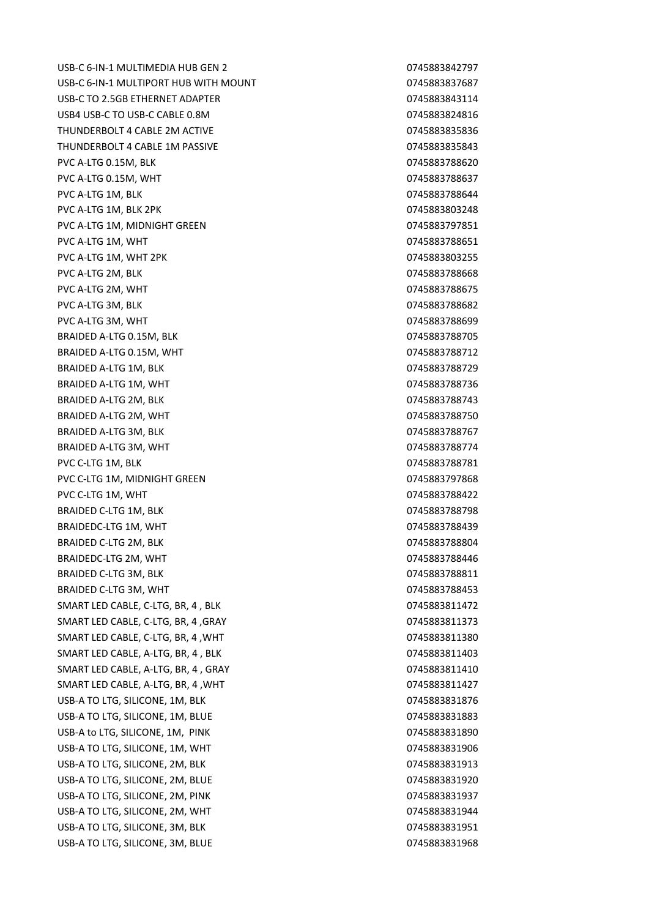| | |
|---|---|
| USB-C 6-IN-1 MULTIMEDIA HUB GEN 2 | 0745883842797 |
| USB-C 6-IN-1 MULTIPORT HUB WITH MOUNT | 0745883837687 |
| USB-C TO 2.5GB ETHERNET ADAPTER | 0745883843114 |
| USB4 USB-C TO USB-C CABLE 0.8M | 0745883824816 |
| THUNDERBOLT 4 CABLE 2M ACTIVE | 0745883835836 |
| THUNDERBOLT 4 CABLE 1M PASSIVE | 0745883835843 |
| PVC A-LTG 0.15M, BLK | 0745883788620 |
| PVC A-LTG 0.15M, WHT | 0745883788637 |
| PVC A-LTG 1M, BLK | 0745883788644 |
| PVC A-LTG 1M, BLK 2PK | 0745883803248 |
| PVC A-LTG 1M, MIDNIGHT GREEN | 0745883797851 |
| PVC A-LTG 1M, WHT | 0745883788651 |
| PVC A-LTG 1M, WHT 2PK | 0745883803255 |
| PVC A-LTG 2M, BLK | 0745883788668 |
| PVC A-LTG 2M, WHT | 0745883788675 |
| PVC A-LTG 3M, BLK | 0745883788682 |
| PVC A-LTG 3M, WHT | 0745883788699 |
| BRAIDED A-LTG 0.15M, BLK | 0745883788705 |
| BRAIDED A-LTG 0.15M, WHT | 0745883788712 |
| BRAIDED A-LTG 1M, BLK | 0745883788729 |
| BRAIDED A-LTG 1M, WHT | 0745883788736 |
| BRAIDED A-LTG 2M, BLK | 0745883788743 |
| BRAIDED A-LTG 2M, WHT | 0745883788750 |
| BRAIDED A-LTG 3M, BLK | 0745883788767 |
| BRAIDED A-LTG 3M, WHT | 0745883788774 |
| PVC C-LTG 1M, BLK | 0745883788781 |
| PVC C-LTG 1M, MIDNIGHT GREEN | 0745883797868 |
| PVC C-LTG 1M, WHT | 0745883788422 |
| BRAIDED C-LTG 1M, BLK | 0745883788798 |
| BRAIDEDC-LTG 1M, WHT | 0745883788439 |
| BRAIDED C-LTG 2M, BLK | 0745883788804 |
| BRAIDEDC-LTG 2M, WHT | 0745883788446 |
| BRAIDED C-LTG 3M, BLK | 0745883788811 |
| BRAIDED C-LTG 3M, WHT | 0745883788453 |
| SMART LED CABLE, C-LTG, BR, 4 , BLK | 0745883811472 |
| SMART LED CABLE, C-LTG, BR, 4 ,GRAY | 0745883811373 |
| SMART LED CABLE, C-LTG, BR, 4 ,WHT | 0745883811380 |
| SMART LED CABLE, A-LTG, BR, 4 , BLK | 0745883811403 |
| SMART LED CABLE, A-LTG, BR, 4 , GRAY | 0745883811410 |
| SMART LED CABLE, A-LTG, BR, 4 ,WHT | 0745883811427 |
| USB-A TO LTG, SILICONE, 1M, BLK | 0745883831876 |
| USB-A TO LTG, SILICONE, 1M, BLUE | 0745883831883 |
| USB-A to LTG, SILICONE, 1M, PINK | 0745883831890 |
| USB-A TO LTG, SILICONE, 1M, WHT | 0745883831906 |
| USB-A TO LTG, SILICONE, 2M, BLK | 0745883831913 |
| USB-A TO LTG, SILICONE, 2M, BLUE | 0745883831920 |
| USB-A TO LTG, SILICONE, 2M, PINK | 0745883831937 |
| USB-A TO LTG, SILICONE, 2M, WHT | 0745883831944 |
| USB-A TO LTG, SILICONE, 3M, BLK | 0745883831951 |
| USB-A TO LTG, SILICONE, 3M, BLUE | 0745883831968 |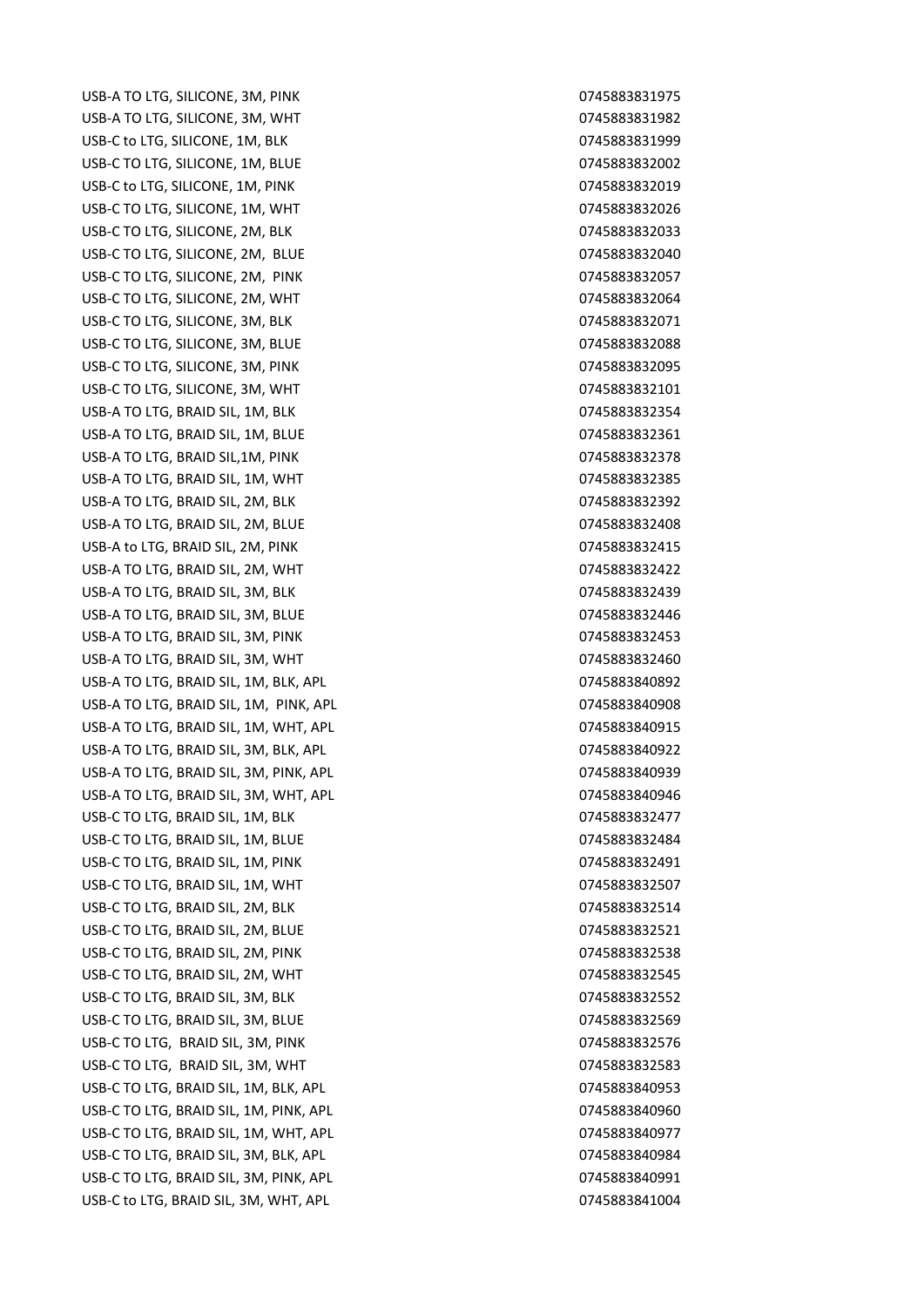| | |
|---|---|
| USB-A TO LTG, SILICONE, 3M, PINK | 0745883831975 |
| USB-A TO LTG, SILICONE, 3M, WHT | 0745883831982 |
| USB-C to LTG, SILICONE, 1M, BLK | 0745883831999 |
| USB-C TO LTG, SILICONE, 1M, BLUE | 0745883832002 |
| USB-C to LTG, SILICONE, 1M, PINK | 0745883832019 |
| USB-C TO LTG, SILICONE, 1M, WHT | 0745883832026 |
| USB-C TO LTG, SILICONE, 2M, BLK | 0745883832033 |
| USB-C TO LTG, SILICONE, 2M, BLUE | 0745883832040 |
| USB-C TO LTG, SILICONE, 2M, PINK | 0745883832057 |
| USB-C TO LTG, SILICONE, 2M, WHT | 0745883832064 |
| USB-C TO LTG, SILICONE, 3M, BLK | 0745883832071 |
| USB-C TO LTG, SILICONE, 3M, BLUE | 0745883832088 |
| USB-C TO LTG, SILICONE, 3M, PINK | 0745883832095 |
| USB-C TO LTG, SILICONE, 3M, WHT | 0745883832101 |
| USB-A TO LTG, BRAID SIL, 1M, BLK | 0745883832354 |
| USB-A TO LTG, BRAID SIL, 1M, BLUE | 0745883832361 |
| USB-A TO LTG, BRAID SIL,1M, PINK | 0745883832378 |
| USB-A TO LTG, BRAID SIL, 1M, WHT | 0745883832385 |
| USB-A TO LTG, BRAID SIL, 2M, BLK | 0745883832392 |
| USB-A TO LTG, BRAID SIL, 2M, BLUE | 0745883832408 |
| USB-A to LTG, BRAID SIL, 2M, PINK | 0745883832415 |
| USB-A TO LTG, BRAID SIL, 2M, WHT | 0745883832422 |
| USB-A TO LTG, BRAID SIL, 3M, BLK | 0745883832439 |
| USB-A TO LTG, BRAID SIL, 3M, BLUE | 0745883832446 |
| USB-A TO LTG, BRAID SIL, 3M, PINK | 0745883832453 |
| USB-A TO LTG, BRAID SIL, 3M, WHT | 0745883832460 |
| USB-A TO LTG, BRAID SIL, 1M, BLK, APL | 0745883840892 |
| USB-A TO LTG, BRAID SIL, 1M, PINK, APL | 0745883840908 |
| USB-A TO LTG, BRAID SIL, 1M, WHT, APL | 0745883840915 |
| USB-A TO LTG, BRAID SIL, 3M, BLK, APL | 0745883840922 |
| USB-A TO LTG, BRAID SIL, 3M, PINK, APL | 0745883840939 |
| USB-A TO LTG, BRAID SIL, 3M, WHT, APL | 0745883840946 |
| USB-C TO LTG, BRAID SIL, 1M, BLK | 0745883832477 |
| USB-C TO LTG, BRAID SIL, 1M, BLUE | 0745883832484 |
| USB-C TO LTG, BRAID SIL, 1M, PINK | 0745883832491 |
| USB-C TO LTG, BRAID SIL, 1M, WHT | 0745883832507 |
| USB-C TO LTG, BRAID SIL, 2M, BLK | 0745883832514 |
| USB-C TO LTG, BRAID SIL, 2M, BLUE | 0745883832521 |
| USB-C TO LTG, BRAID SIL, 2M, PINK | 0745883832538 |
| USB-C TO LTG, BRAID SIL, 2M, WHT | 0745883832545 |
| USB-C TO LTG, BRAID SIL, 3M, BLK | 0745883832552 |
| USB-C TO LTG, BRAID SIL, 3M, BLUE | 0745883832569 |
| USB-C TO LTG, BRAID SIL, 3M, PINK | 0745883832576 |
| USB-C TO LTG, BRAID SIL, 3M, WHT | 0745883832583 |
| USB-C TO LTG, BRAID SIL, 1M, BLK, APL | 0745883840953 |
| USB-C TO LTG, BRAID SIL, 1M, PINK, APL | 0745883840960 |
| USB-C TO LTG, BRAID SIL, 1M, WHT, APL | 0745883840977 |
| USB-C TO LTG, BRAID SIL, 3M, BLK, APL | 0745883840984 |
| USB-C TO LTG, BRAID SIL, 3M, PINK, APL | 0745883840991 |
| USB-C to LTG, BRAID SIL, 3M, WHT, APL | 0745883841004 |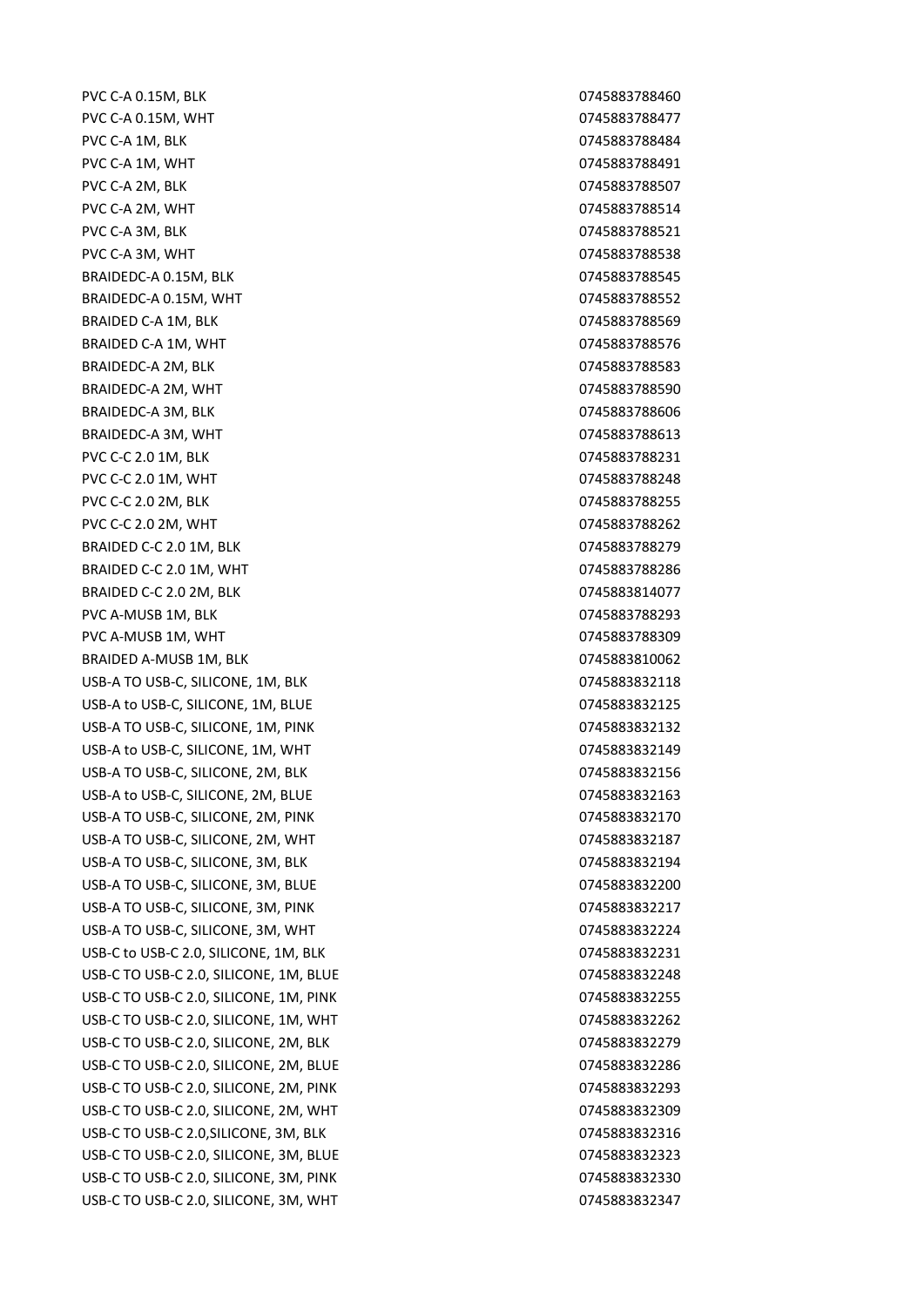| | |
|---|---|
| PVC C-A 0.15M, BLK | 0745883788460 |
| PVC C-A 0.15M, WHT | 0745883788477 |
| PVC C-A 1M, BLK | 0745883788484 |
| PVC C-A 1M, WHT | 0745883788491 |
| PVC C-A 2M, BLK | 0745883788507 |
| PVC C-A 2M, WHT | 0745883788514 |
| PVC C-A 3M, BLK | 0745883788521 |
| PVC C-A 3M, WHT | 0745883788538 |
| BRAIDEDC-A 0.15M, BLK | 0745883788545 |
| BRAIDEDC-A 0.15M, WHT | 0745883788552 |
| BRAIDED C-A 1M, BLK | 0745883788569 |
| BRAIDED C-A 1M, WHT | 0745883788576 |
| BRAIDEDC-A 2M, BLK | 0745883788583 |
| BRAIDEDC-A 2M, WHT | 0745883788590 |
| BRAIDEDC-A 3M, BLK | 0745883788606 |
| BRAIDEDC-A 3M, WHT | 0745883788613 |
| PVC C-C 2.0 1M, BLK | 0745883788231 |
| PVC C-C 2.0 1M, WHT | 0745883788248 |
| PVC C-C 2.0 2M, BLK | 0745883788255 |
| PVC C-C 2.0 2M, WHT | 0745883788262 |
| BRAIDED C-C 2.0 1M, BLK | 0745883788279 |
| BRAIDED C-C 2.0 1M, WHT | 0745883788286 |
| BRAIDED C-C 2.0 2M, BLK | 0745883814077 |
| PVC A-MUSB 1M, BLK | 0745883788293 |
| PVC A-MUSB 1M, WHT | 0745883788309 |
| BRAIDED A-MUSB 1M, BLK | 0745883810062 |
| USB-A TO USB-C, SILICONE, 1M, BLK | 0745883832118 |
| USB-A to USB-C, SILICONE, 1M, BLUE | 0745883832125 |
| USB-A TO USB-C, SILICONE, 1M, PINK | 0745883832132 |
| USB-A to USB-C, SILICONE, 1M, WHT | 0745883832149 |
| USB-A TO USB-C, SILICONE, 2M, BLK | 0745883832156 |
| USB-A to USB-C, SILICONE, 2M, BLUE | 0745883832163 |
| USB-A TO USB-C, SILICONE, 2M, PINK | 0745883832170 |
| USB-A TO USB-C, SILICONE, 2M, WHT | 0745883832187 |
| USB-A TO USB-C, SILICONE, 3M, BLK | 0745883832194 |
| USB-A TO USB-C, SILICONE, 3M, BLUE | 0745883832200 |
| USB-A TO USB-C, SILICONE, 3M, PINK | 0745883832217 |
| USB-A TO USB-C, SILICONE, 3M, WHT | 0745883832224 |
| USB-C to USB-C 2.0, SILICONE, 1M, BLK | 0745883832231 |
| USB-C TO USB-C 2.0, SILICONE, 1M, BLUE | 0745883832248 |
| USB-C TO USB-C 2.0, SILICONE, 1M, PINK | 0745883832255 |
| USB-C TO USB-C 2.0, SILICONE, 1M, WHT | 0745883832262 |
| USB-C TO USB-C 2.0, SILICONE, 2M, BLK | 0745883832279 |
| USB-C TO USB-C 2.0, SILICONE, 2M, BLUE | 0745883832286 |
| USB-C TO USB-C 2.0, SILICONE, 2M, PINK | 0745883832293 |
| USB-C TO USB-C 2.0, SILICONE, 2M, WHT | 0745883832309 |
| USB-C TO USB-C 2.0,SILICONE, 3M, BLK | 0745883832316 |
| USB-C TO USB-C 2.0, SILICONE, 3M, BLUE | 0745883832323 |
| USB-C TO USB-C 2.0, SILICONE, 3M, PINK | 0745883832330 |
| USB-C TO USB-C 2.0, SILICONE, 3M, WHT | 0745883832347 |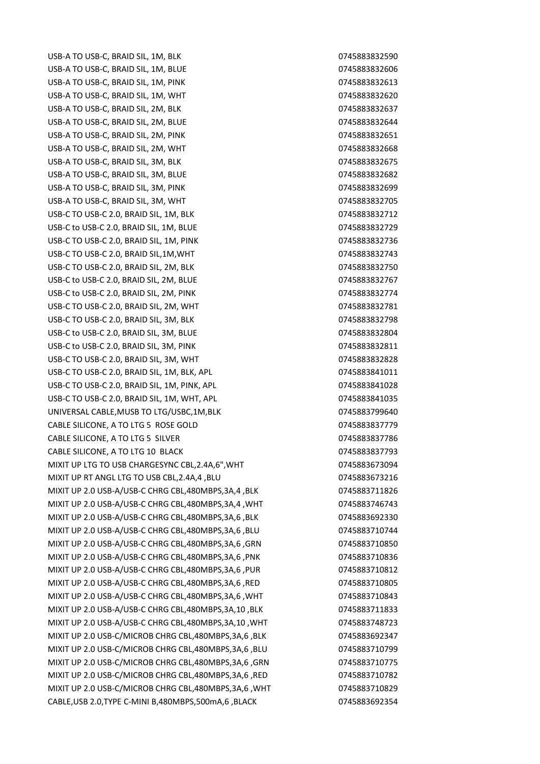| | |
|---|---|
| USB-A TO USB-C, BRAID SIL, 1M, BLK | 0745883832590 |
| USB-A TO USB-C, BRAID SIL, 1M, BLUE | 0745883832606 |
| USB-A TO USB-C, BRAID SIL, 1M, PINK | 0745883832613 |
| USB-A TO USB-C, BRAID SIL, 1M, WHT | 0745883832620 |
| USB-A TO USB-C, BRAID SIL, 2M, BLK | 0745883832637 |
| USB-A TO USB-C, BRAID SIL, 2M, BLUE | 0745883832644 |
| USB-A TO USB-C, BRAID SIL, 2M, PINK | 0745883832651 |
| USB-A TO USB-C, BRAID SIL, 2M, WHT | 0745883832668 |
| USB-A TO USB-C, BRAID SIL, 3M, BLK | 0745883832675 |
| USB-A TO USB-C, BRAID SIL, 3M, BLUE | 0745883832682 |
| USB-A TO USB-C, BRAID SIL, 3M, PINK | 0745883832699 |
| USB-A TO USB-C, BRAID SIL, 3M, WHT | 0745883832705 |
| USB-C TO USB-C 2.0, BRAID SIL, 1M, BLK | 0745883832712 |
| USB-C to USB-C 2.0, BRAID SIL, 1M, BLUE | 0745883832729 |
| USB-C TO USB-C 2.0, BRAID SIL, 1M, PINK | 0745883832736 |
| USB-C TO USB-C 2.0, BRAID SIL,1M,WHT | 0745883832743 |
| USB-C TO USB-C 2.0, BRAID SIL, 2M, BLK | 0745883832750 |
| USB-C to USB-C 2.0, BRAID SIL, 2M, BLUE | 0745883832767 |
| USB-C to USB-C 2.0, BRAID SIL, 2M, PINK | 0745883832774 |
| USB-C TO USB-C 2.0, BRAID SIL, 2M, WHT | 0745883832781 |
| USB-C TO USB-C 2.0, BRAID SIL, 3M, BLK | 0745883832798 |
| USB-C to USB-C 2.0, BRAID SIL, 3M, BLUE | 0745883832804 |
| USB-C to USB-C 2.0, BRAID SIL, 3M, PINK | 0745883832811 |
| USB-C TO USB-C 2.0, BRAID SIL, 3M, WHT | 0745883832828 |
| USB-C TO USB-C 2.0, BRAID SIL, 1M, BLK, APL | 0745883841011 |
| USB-C TO USB-C 2.0, BRAID SIL, 1M, PINK, APL | 0745883841028 |
| USB-C TO USB-C 2.0, BRAID SIL, 1M, WHT, APL | 0745883841035 |
| UNIVERSAL CABLE,MUSB TO LTG/USBC,1M,BLK | 0745883799640 |
| CABLE SILICONE, A TO LTG 5 ROSE GOLD | 0745883837779 |
| CABLE SILICONE, A TO LTG 5 SILVER | 0745883837786 |
| CABLE SILICONE, A TO LTG 10 BLACK | 0745883837793 |
| MIXIT UP LTG TO USB CHARGESYNC CBL,2.4A,6",WHT | 0745883673094 |
| MIXIT UP RT ANGL LTG TO USB CBL,2.4A,4 ,BLU | 0745883673216 |
| MIXIT UP 2.0 USB-A/USB-C CHRG CBL,480MBPS,3A,4 ,BLK | 0745883711826 |
| MIXIT UP 2.0 USB-A/USB-C CHRG CBL,480MBPS,3A,4 ,WHT | 0745883746743 |
| MIXIT UP 2.0 USB-A/USB-C CHRG CBL,480MBPS,3A,6 ,BLK | 0745883692330 |
| MIXIT UP 2.0 USB-A/USB-C CHRG CBL,480MBPS,3A,6 ,BLU | 0745883710744 |
| MIXIT UP 2.0 USB-A/USB-C CHRG CBL,480MBPS,3A,6 ,GRN | 0745883710850 |
| MIXIT UP 2.0 USB-A/USB-C CHRG CBL,480MBPS,3A,6 ,PNK | 0745883710836 |
| MIXIT UP 2.0 USB-A/USB-C CHRG CBL,480MBPS,3A,6 ,PUR | 0745883710812 |
| MIXIT UP 2.0 USB-A/USB-C CHRG CBL,480MBPS,3A,6 ,RED | 0745883710805 |
| MIXIT UP 2.0 USB-A/USB-C CHRG CBL,480MBPS,3A,6 ,WHT | 0745883710843 |
| MIXIT UP 2.0 USB-A/USB-C CHRG CBL,480MBPS,3A,10 ,BLK | 0745883711833 |
| MIXIT UP 2.0 USB-A/USB-C CHRG CBL,480MBPS,3A,10 ,WHT | 0745883748723 |
| MIXIT UP 2.0 USB-C/MICROB CHRG CBL,480MBPS,3A,6 ,BLK | 0745883692347 |
| MIXIT UP 2.0 USB-C/MICROB CHRG CBL,480MBPS,3A,6 ,BLU | 0745883710799 |
| MIXIT UP 2.0 USB-C/MICROB CHRG CBL,480MBPS,3A,6 ,GRN | 0745883710775 |
| MIXIT UP 2.0 USB-C/MICROB CHRG CBL,480MBPS,3A,6 ,RED | 0745883710782 |
| MIXIT UP 2.0 USB-C/MICROB CHRG CBL,480MBPS,3A,6 ,WHT | 0745883710829 |
| CABLE,USB 2.0,TYPE C-MINI B,480MBPS,500mA,6 ,BLACK | 0745883692354 |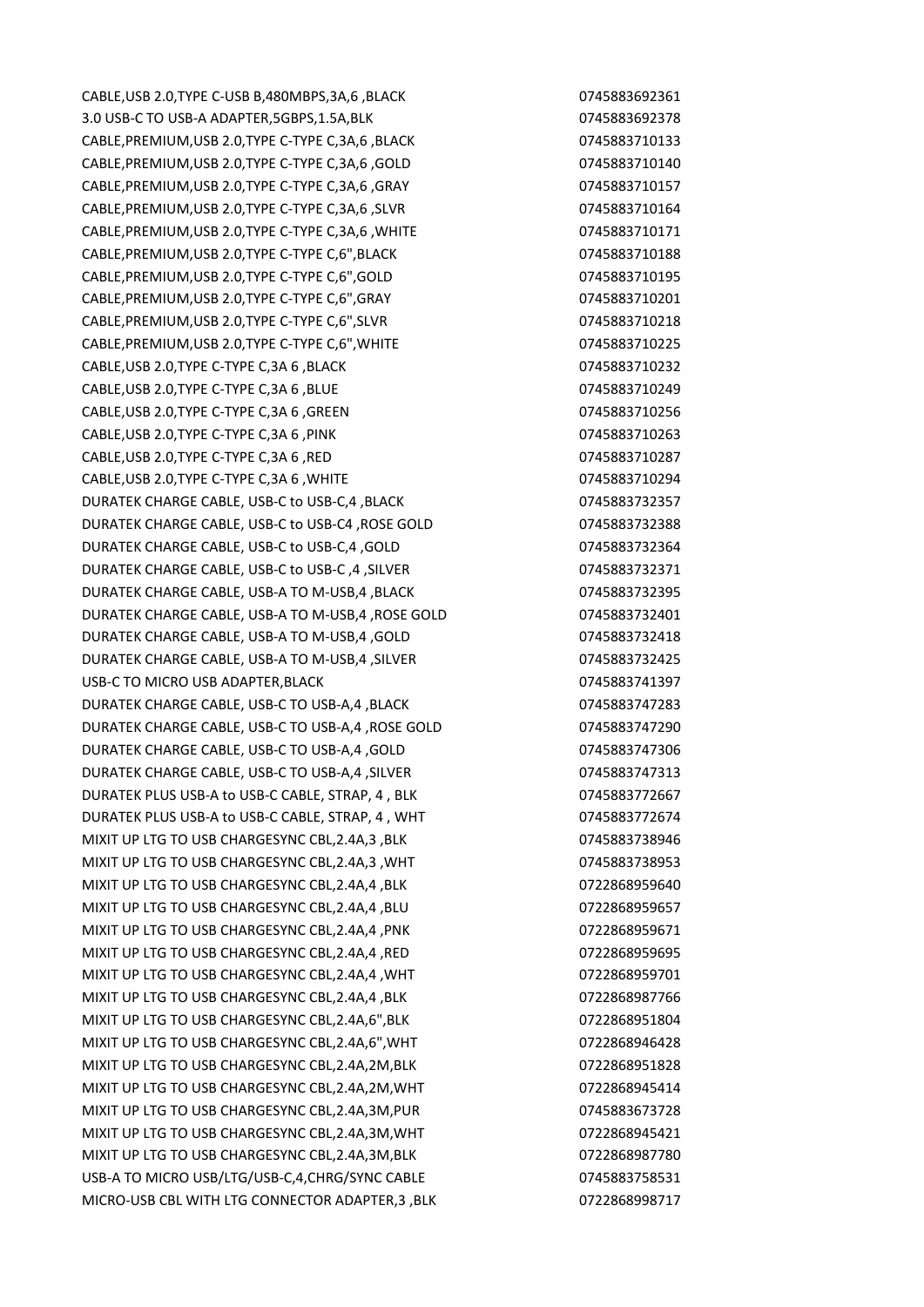| | |
|---|---|
| CABLE,USB 2.0,TYPE C-USB B,480MBPS,3A,6 ,BLACK | 0745883692361 |
| 3.0 USB-C TO USB-A ADAPTER,5GBPS,1.5A,BLK | 0745883692378 |
| CABLE,PREMIUM,USB 2.0,TYPE C-TYPE C,3A,6 ,BLACK | 0745883710133 |
| CABLE,PREMIUM,USB 2.0,TYPE C-TYPE C,3A,6 ,GOLD | 0745883710140 |
| CABLE,PREMIUM,USB 2.0,TYPE C-TYPE C,3A,6 ,GRAY | 0745883710157 |
| CABLE,PREMIUM,USB 2.0,TYPE C-TYPE C,3A,6 ,SLVR | 0745883710164 |
| CABLE,PREMIUM,USB 2.0,TYPE C-TYPE C,3A,6 ,WHITE | 0745883710171 |
| CABLE,PREMIUM,USB 2.0,TYPE C-TYPE C,6",BLACK | 0745883710188 |
| CABLE,PREMIUM,USB 2.0,TYPE C-TYPE C,6",GOLD | 0745883710195 |
| CABLE,PREMIUM,USB 2.0,TYPE C-TYPE C,6",GRAY | 0745883710201 |
| CABLE,PREMIUM,USB 2.0,TYPE C-TYPE C,6",SLVR | 0745883710218 |
| CABLE,PREMIUM,USB 2.0,TYPE C-TYPE C,6",WHITE | 0745883710225 |
| CABLE,USB 2.0,TYPE C-TYPE C,3A 6 ,BLACK | 0745883710232 |
| CABLE,USB 2.0,TYPE C-TYPE C,3A 6 ,BLUE | 0745883710249 |
| CABLE,USB 2.0,TYPE C-TYPE C,3A 6 ,GREEN | 0745883710256 |
| CABLE,USB 2.0,TYPE C-TYPE C,3A 6 ,PINK | 0745883710263 |
| CABLE,USB 2.0,TYPE C-TYPE C,3A 6 ,RED | 0745883710287 |
| CABLE,USB 2.0,TYPE C-TYPE C,3A 6 ,WHITE | 0745883710294 |
| DURATEK CHARGE CABLE, USB-C to USB-C,4 ,BLACK | 0745883732357 |
| DURATEK CHARGE CABLE, USB-C to USB-C4 ,ROSE GOLD | 0745883732388 |
| DURATEK CHARGE CABLE, USB-C to USB-C,4 ,GOLD | 0745883732364 |
| DURATEK CHARGE CABLE, USB-C to USB-C ,4 ,SILVER | 0745883732371 |
| DURATEK CHARGE CABLE, USB-A TO M-USB,4 ,BLACK | 0745883732395 |
| DURATEK CHARGE CABLE, USB-A TO M-USB,4 ,ROSE GOLD | 0745883732401 |
| DURATEK CHARGE CABLE, USB-A TO M-USB,4 ,GOLD | 0745883732418 |
| DURATEK CHARGE CABLE, USB-A TO M-USB,4 ,SILVER | 0745883732425 |
| USB-C TO MICRO USB ADAPTER,BLACK | 0745883741397 |
| DURATEK CHARGE CABLE, USB-C TO USB-A,4 ,BLACK | 0745883747283 |
| DURATEK CHARGE CABLE, USB-C TO USB-A,4 ,ROSE GOLD | 0745883747290 |
| DURATEK CHARGE CABLE, USB-C TO USB-A,4 ,GOLD | 0745883747306 |
| DURATEK CHARGE CABLE, USB-C TO USB-A,4 ,SILVER | 0745883747313 |
| DURATEK PLUS USB-A to USB-C CABLE, STRAP, 4 , BLK | 0745883772667 |
| DURATEK PLUS USB-A to USB-C CABLE, STRAP, 4 , WHT | 0745883772674 |
| MIXIT UP LTG TO USB CHARGESYNC CBL,2.4A,3 ,BLK | 0745883738946 |
| MIXIT UP LTG TO USB CHARGESYNC CBL,2.4A,3 ,WHT | 0745883738953 |
| MIXIT UP LTG TO USB CHARGESYNC CBL,2.4A,4 ,BLK | 0722868959640 |
| MIXIT UP LTG TO USB CHARGESYNC CBL,2.4A,4 ,BLU | 0722868959657 |
| MIXIT UP LTG TO USB CHARGESYNC CBL,2.4A,4 ,PNK | 0722868959671 |
| MIXIT UP LTG TO USB CHARGESYNC CBL,2.4A,4 ,RED | 0722868959695 |
| MIXIT UP LTG TO USB CHARGESYNC CBL,2.4A,4 ,WHT | 0722868959701 |
| MIXIT UP LTG TO USB CHARGESYNC CBL,2.4A,4 ,BLK | 0722868987766 |
| MIXIT UP LTG TO USB CHARGESYNC CBL,2.4A,6",BLK | 0722868951804 |
| MIXIT UP LTG TO USB CHARGESYNC CBL,2.4A,6",WHT | 0722868946428 |
| MIXIT UP LTG TO USB CHARGESYNC CBL,2.4A,2M,BLK | 0722868951828 |
| MIXIT UP LTG TO USB CHARGESYNC CBL,2.4A,2M,WHT | 0722868945414 |
| MIXIT UP LTG TO USB CHARGESYNC CBL,2.4A,3M,PUR | 0745883673728 |
| MIXIT UP LTG TO USB CHARGESYNC CBL,2.4A,3M,WHT | 0722868945421 |
| MIXIT UP LTG TO USB CHARGESYNC CBL,2.4A,3M,BLK | 0722868987780 |
| USB-A TO MICRO USB/LTG/USB-C,4,CHRG/SYNC CABLE | 0745883758531 |
| MICRO-USB CBL WITH LTG CONNECTOR ADAPTER,3 ,BLK | 0722868998717 |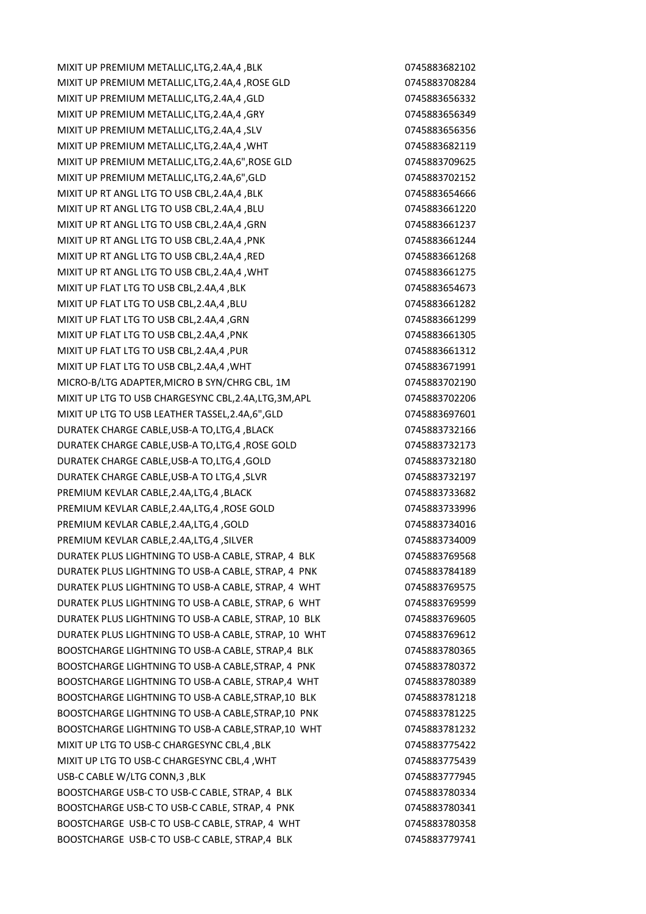| | |
|---|---|
| MIXIT UP PREMIUM METALLIC,LTG,2.4A,4 ,BLK | 0745883682102 |
| MIXIT UP PREMIUM METALLIC,LTG,2.4A,4 ,ROSE GLD | 0745883708284 |
| MIXIT UP PREMIUM METALLIC,LTG,2.4A,4 ,GLD | 0745883656332 |
| MIXIT UP PREMIUM METALLIC,LTG,2.4A,4 ,GRY | 0745883656349 |
| MIXIT UP PREMIUM METALLIC,LTG,2.4A,4 ,SLV | 0745883656356 |
| MIXIT UP PREMIUM METALLIC,LTG,2.4A,4 ,WHT | 0745883682119 |
| MIXIT UP PREMIUM METALLIC,LTG,2.4A,6",ROSE GLD | 0745883709625 |
| MIXIT UP PREMIUM METALLIC,LTG,2.4A,6",GLD | 0745883702152 |
| MIXIT UP RT ANGL LTG TO USB CBL,2.4A,4 ,BLK | 0745883654666 |
| MIXIT UP RT ANGL LTG TO USB CBL,2.4A,4 ,BLU | 0745883661220 |
| MIXIT UP RT ANGL LTG TO USB CBL,2.4A,4 ,GRN | 0745883661237 |
| MIXIT UP RT ANGL LTG TO USB CBL,2.4A,4 ,PNK | 0745883661244 |
| MIXIT UP RT ANGL LTG TO USB CBL,2.4A,4 ,RED | 0745883661268 |
| MIXIT UP RT ANGL LTG TO USB CBL,2.4A,4 ,WHT | 0745883661275 |
| MIXIT UP FLAT LTG TO USB CBL,2.4A,4 ,BLK | 0745883654673 |
| MIXIT UP FLAT LTG TO USB CBL,2.4A,4 ,BLU | 0745883661282 |
| MIXIT UP FLAT LTG TO USB CBL,2.4A,4 ,GRN | 0745883661299 |
| MIXIT UP FLAT LTG TO USB CBL,2.4A,4 ,PNK | 0745883661305 |
| MIXIT UP FLAT LTG TO USB CBL,2.4A,4 ,PUR | 0745883661312 |
| MIXIT UP FLAT LTG TO USB CBL,2.4A,4 ,WHT | 0745883671991 |
| MICRO-B/LTG ADAPTER,MICRO B SYN/CHRG CBL, 1M | 0745883702190 |
| MIXIT UP LTG TO USB CHARGESYNC CBL,2.4A,LTG,3M,APL | 0745883702206 |
| MIXIT UP LTG TO USB LEATHER TASSEL,2.4A,6",GLD | 0745883697601 |
| DURATEK CHARGE CABLE,USB-A TO,LTG,4 ,BLACK | 0745883732166 |
| DURATEK CHARGE CABLE,USB-A TO,LTG,4 ,ROSE GOLD | 0745883732173 |
| DURATEK CHARGE CABLE,USB-A TO,LTG,4 ,GOLD | 0745883732180 |
| DURATEK CHARGE CABLE,USB-A TO LTG,4 ,SLVR | 0745883732197 |
| PREMIUM KEVLAR CABLE,2.4A,LTG,4 ,BLACK | 0745883733682 |
| PREMIUM KEVLAR CABLE,2.4A,LTG,4 ,ROSE GOLD | 0745883733996 |
| PREMIUM KEVLAR CABLE,2.4A,LTG,4 ,GOLD | 0745883734016 |
| PREMIUM KEVLAR CABLE,2.4A,LTG,4 ,SILVER | 0745883734009 |
| DURATEK PLUS LIGHTNING TO USB-A CABLE, STRAP, 4 BLK | 0745883769568 |
| DURATEK PLUS LIGHTNING TO USB-A CABLE, STRAP, 4 PNK | 0745883784189 |
| DURATEK PLUS LIGHTNING TO USB-A CABLE, STRAP, 4 WHT | 0745883769575 |
| DURATEK PLUS LIGHTNING TO USB-A CABLE, STRAP, 6 WHT | 0745883769599 |
| DURATEK PLUS LIGHTNING TO USB-A CABLE, STRAP, 10 BLK | 0745883769605 |
| DURATEK PLUS LIGHTNING TO USB-A CABLE, STRAP, 10 WHT | 0745883769612 |
| BOOSTCHARGE LIGHTNING TO USB-A CABLE, STRAP,4 BLK | 0745883780365 |
| BOOSTCHARGE LIGHTNING TO USB-A CABLE,STRAP, 4 PNK | 0745883780372 |
| BOOSTCHARGE LIGHTNING TO USB-A CABLE, STRAP,4 WHT | 0745883780389 |
| BOOSTCHARGE LIGHTNING TO USB-A CABLE,STRAP,10 BLK | 0745883781218 |
| BOOSTCHARGE LIGHTNING TO USB-A CABLE,STRAP,10 PNK | 0745883781225 |
| BOOSTCHARGE LIGHTNING TO USB-A CABLE,STRAP,10 WHT | 0745883781232 |
| MIXIT UP LTG TO USB-C CHARGESYNC CBL,4 ,BLK | 0745883775422 |
| MIXIT UP LTG TO USB-C CHARGESYNC CBL,4 ,WHT | 0745883775439 |
| USB-C CABLE W/LTG CONN,3 ,BLK | 0745883777945 |
| BOOSTCHARGE USB-C TO USB-C CABLE, STRAP, 4 BLK | 0745883780334 |
| BOOSTCHARGE USB-C TO USB-C CABLE, STRAP, 4 PNK | 0745883780341 |
| BOOSTCHARGE USB-C TO USB-C CABLE, STRAP, 4 WHT | 0745883780358 |
| BOOSTCHARGE USB-C TO USB-C CABLE, STRAP,4 BLK | 0745883779741 |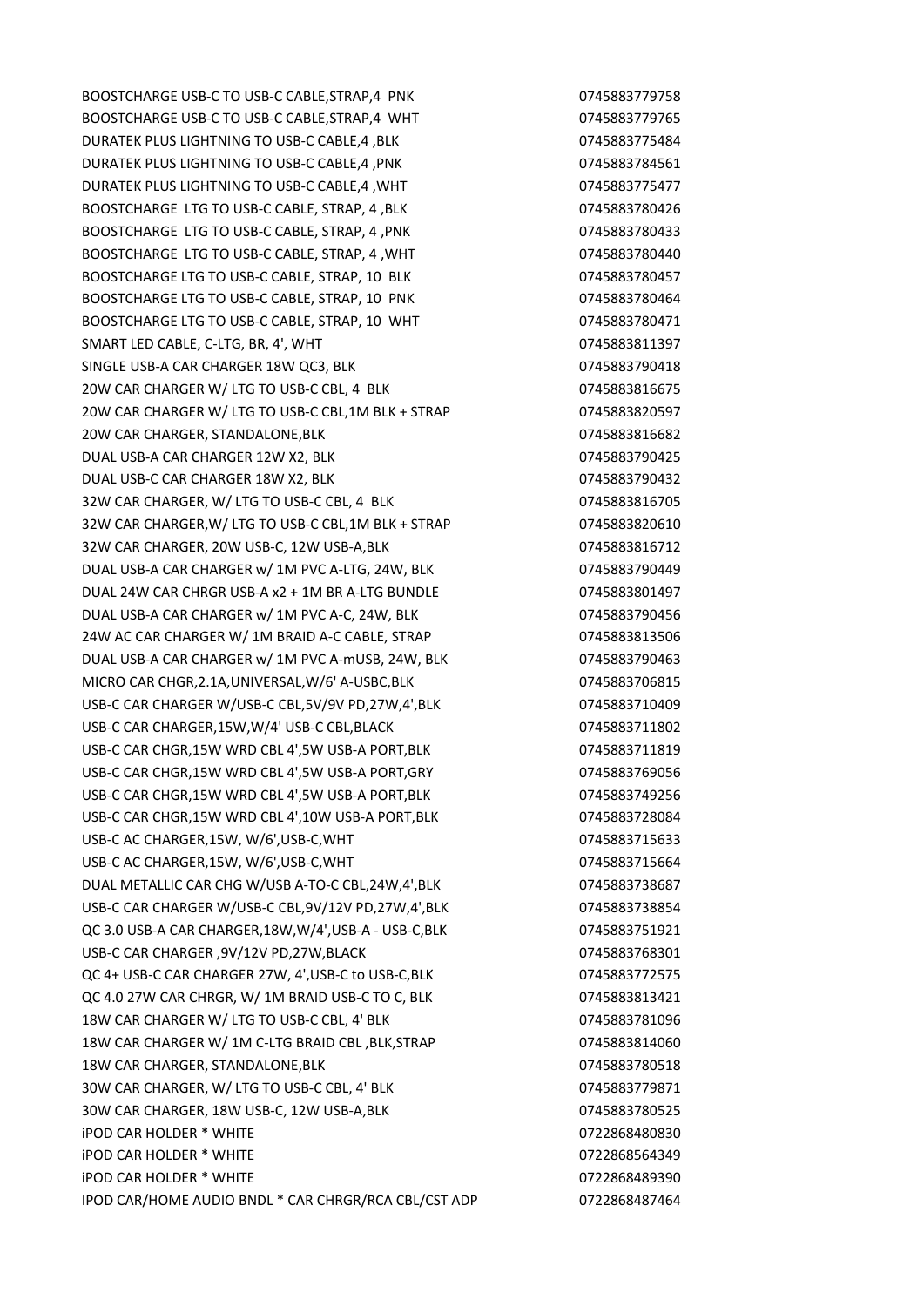| | |
|---|---|
| BOOSTCHARGE USB-C TO USB-C CABLE,STRAP,4 PNK | 0745883779758 |
| BOOSTCHARGE USB-C TO USB-C CABLE,STRAP,4 WHT | 0745883779765 |
| DURATEK PLUS LIGHTNING TO USB-C CABLE,4 ,BLK | 0745883775484 |
| DURATEK PLUS LIGHTNING TO USB-C CABLE,4 ,PNK | 0745883784561 |
| DURATEK PLUS LIGHTNING TO USB-C CABLE,4 ,WHT | 0745883775477 |
| BOOSTCHARGE LTG TO USB-C CABLE, STRAP, 4 ,BLK | 0745883780426 |
| BOOSTCHARGE LTG TO USB-C CABLE, STRAP, 4 ,PNK | 0745883780433 |
| BOOSTCHARGE LTG TO USB-C CABLE, STRAP, 4 ,WHT | 0745883780440 |
| BOOSTCHARGE LTG TO USB-C CABLE, STRAP, 10 BLK | 0745883780457 |
| BOOSTCHARGE LTG TO USB-C CABLE, STRAP, 10 PNK | 0745883780464 |
| BOOSTCHARGE LTG TO USB-C CABLE, STRAP, 10 WHT | 0745883780471 |
| SMART LED CABLE, C-LTG, BR, 4', WHT | 0745883811397 |
| SINGLE USB-A CAR CHARGER 18W QC3, BLK | 0745883790418 |
| 20W CAR CHARGER W/ LTG TO USB-C CBL, 4 BLK | 0745883816675 |
| 20W CAR CHARGER W/ LTG TO USB-C CBL,1M BLK + STRAP | 0745883820597 |
| 20W CAR CHARGER, STANDALONE,BLK | 0745883816682 |
| DUAL USB-A CAR CHARGER 12W X2, BLK | 0745883790425 |
| DUAL USB-C CAR CHARGER 18W X2, BLK | 0745883790432 |
| 32W CAR CHARGER, W/ LTG TO USB-C CBL, 4 BLK | 0745883816705 |
| 32W CAR CHARGER,W/ LTG TO USB-C CBL,1M BLK + STRAP | 0745883820610 |
| 32W CAR CHARGER, 20W USB-C, 12W USB-A,BLK | 0745883816712 |
| DUAL USB-A CAR CHARGER w/ 1M PVC A-LTG, 24W, BLK | 0745883790449 |
| DUAL 24W CAR CHRGR USB-A x2 + 1M BR A-LTG BUNDLE | 0745883801497 |
| DUAL USB-A CAR CHARGER w/ 1M PVC A-C, 24W, BLK | 0745883790456 |
| 24W AC CAR CHARGER W/ 1M BRAID A-C CABLE, STRAP | 0745883813506 |
| DUAL USB-A CAR CHARGER w/ 1M PVC A-mUSB, 24W, BLK | 0745883790463 |
| MICRO CAR CHGR,2.1A,UNIVERSAL,W/6' A-USBC,BLK | 0745883706815 |
| USB-C CAR CHARGER W/USB-C CBL,5V/9V PD,27W,4',BLK | 0745883710409 |
| USB-C CAR CHARGER,15W,W/4' USB-C CBL,BLACK | 0745883711802 |
| USB-C CAR CHGR,15W WRD CBL 4',5W USB-A PORT,BLK | 0745883711819 |
| USB-C CAR CHGR,15W WRD CBL 4',5W USB-A PORT,GRY | 0745883769056 |
| USB-C CAR CHGR,15W WRD CBL 4',5W USB-A PORT,BLK | 0745883749256 |
| USB-C CAR CHGR,15W WRD CBL 4',10W USB-A PORT,BLK | 0745883728084 |
| USB-C AC CHARGER,15W, W/6',USB-C,WHT | 0745883715633 |
| USB-C AC CHARGER,15W, W/6',USB-C,WHT | 0745883715664 |
| DUAL METALLIC CAR CHG W/USB A-TO-C CBL,24W,4',BLK | 0745883738687 |
| USB-C CAR CHARGER W/USB-C CBL,9V/12V PD,27W,4',BLK | 0745883738854 |
| QC 3.0 USB-A CAR CHARGER,18W,W/4',USB-A - USB-C,BLK | 0745883751921 |
| USB-C CAR CHARGER ,9V/12V PD,27W,BLACK | 0745883768301 |
| QC 4+ USB-C CAR CHARGER 27W, 4',USB-C to USB-C,BLK | 0745883772575 |
| QC 4.0 27W CAR CHRGR, W/ 1M BRAID USB-C TO C, BLK | 0745883813421 |
| 18W CAR CHARGER W/ LTG TO USB-C CBL, 4' BLK | 0745883781096 |
| 18W CAR CHARGER W/ 1M C-LTG BRAID CBL ,BLK,STRAP | 0745883814060 |
| 18W CAR CHARGER, STANDALONE,BLK | 0745883780518 |
| 30W CAR CHARGER, W/ LTG TO USB-C CBL, 4' BLK | 0745883779871 |
| 30W CAR CHARGER, 18W USB-C, 12W USB-A,BLK | 0745883780525 |
| iPOD CAR HOLDER * WHITE | 0722868480830 |
| iPOD CAR HOLDER * WHITE | 0722868564349 |
| iPOD CAR HOLDER * WHITE | 0722868489390 |
| IPOD CAR/HOME AUDIO BNDL * CAR CHRGR/RCA CBL/CST ADP | 0722868487464 |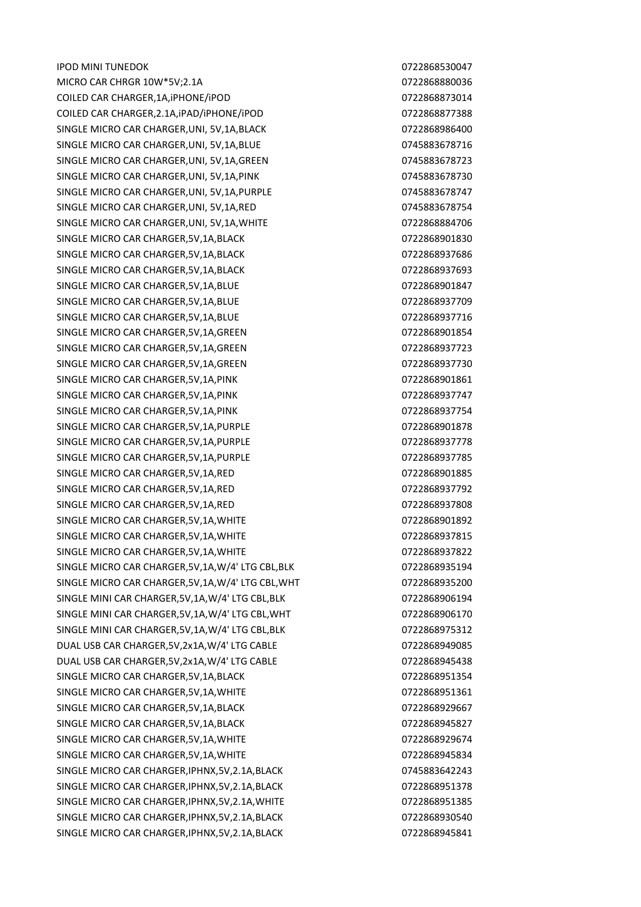| | |
|---|---|
| IPOD MINI TUNEDOK | 0722868530047 |
| MICRO CAR CHRGR 10W*5V;2.1A | 0722868880036 |
| COILED CAR CHARGER,1A,iPHONE/iPOD | 0722868873014 |
| COILED CAR CHARGER,2.1A,iPAD/iPHONE/iPOD | 0722868877388 |
| SINGLE MICRO CAR CHARGER,UNI, 5V,1A,BLACK | 0722868986400 |
| SINGLE MICRO CAR CHARGER,UNI, 5V,1A,BLUE | 0745883678716 |
| SINGLE MICRO CAR CHARGER,UNI, 5V,1A,GREEN | 0745883678723 |
| SINGLE MICRO CAR CHARGER,UNI, 5V,1A,PINK | 0745883678730 |
| SINGLE MICRO CAR CHARGER,UNI, 5V,1A,PURPLE | 0745883678747 |
| SINGLE MICRO CAR CHARGER,UNI, 5V,1A,RED | 0745883678754 |
| SINGLE MICRO CAR CHARGER,UNI, 5V,1A,WHITE | 0722868884706 |
| SINGLE MICRO CAR CHARGER,5V,1A,BLACK | 0722868901830 |
| SINGLE MICRO CAR CHARGER,5V,1A,BLACK | 0722868937686 |
| SINGLE MICRO CAR CHARGER,5V,1A,BLACK | 0722868937693 |
| SINGLE MICRO CAR CHARGER,5V,1A,BLUE | 0722868901847 |
| SINGLE MICRO CAR CHARGER,5V,1A,BLUE | 0722868937709 |
| SINGLE MICRO CAR CHARGER,5V,1A,BLUE | 0722868937716 |
| SINGLE MICRO CAR CHARGER,5V,1A,GREEN | 0722868901854 |
| SINGLE MICRO CAR CHARGER,5V,1A,GREEN | 0722868937723 |
| SINGLE MICRO CAR CHARGER,5V,1A,GREEN | 0722868937730 |
| SINGLE MICRO CAR CHARGER,5V,1A,PINK | 0722868901861 |
| SINGLE MICRO CAR CHARGER,5V,1A,PINK | 0722868937747 |
| SINGLE MICRO CAR CHARGER,5V,1A,PINK | 0722868937754 |
| SINGLE MICRO CAR CHARGER,5V,1A,PURPLE | 0722868901878 |
| SINGLE MICRO CAR CHARGER,5V,1A,PURPLE | 0722868937778 |
| SINGLE MICRO CAR CHARGER,5V,1A,PURPLE | 0722868937785 |
| SINGLE MICRO CAR CHARGER,5V,1A,RED | 0722868901885 |
| SINGLE MICRO CAR CHARGER,5V,1A,RED | 0722868937792 |
| SINGLE MICRO CAR CHARGER,5V,1A,RED | 0722868937808 |
| SINGLE MICRO CAR CHARGER,5V,1A,WHITE | 0722868901892 |
| SINGLE MICRO CAR CHARGER,5V,1A,WHITE | 0722868937815 |
| SINGLE MICRO CAR CHARGER,5V,1A,WHITE | 0722868937822 |
| SINGLE MICRO CAR CHARGER,5V,1A,W/4' LTG CBL,BLK | 0722868935194 |
| SINGLE MICRO CAR CHARGER,5V,1A,W/4' LTG CBL,WHT | 0722868935200 |
| SINGLE MINI CAR CHARGER,5V,1A,W/4' LTG CBL,BLK | 0722868906194 |
| SINGLE MINI CAR CHARGER,5V,1A,W/4' LTG CBL,WHT | 0722868906170 |
| SINGLE MINI CAR CHARGER,5V,1A,W/4' LTG CBL,BLK | 0722868975312 |
| DUAL USB CAR CHARGER,5V,2x1A,W/4' LTG CABLE | 0722868949085 |
| DUAL USB CAR CHARGER,5V,2x1A,W/4' LTG CABLE | 0722868945438 |
| SINGLE MICRO CAR CHARGER,5V,1A,BLACK | 0722868951354 |
| SINGLE MICRO CAR CHARGER,5V,1A,WHITE | 0722868951361 |
| SINGLE MICRO CAR CHARGER,5V,1A,BLACK | 0722868929667 |
| SINGLE MICRO CAR CHARGER,5V,1A,BLACK | 0722868945827 |
| SINGLE MICRO CAR CHARGER,5V,1A,WHITE | 0722868929674 |
| SINGLE MICRO CAR CHARGER,5V,1A,WHITE | 0722868945834 |
| SINGLE MICRO CAR CHARGER,IPHNX,5V,2.1A,BLACK | 0745883642243 |
| SINGLE MICRO CAR CHARGER,IPHNX,5V,2.1A,BLACK | 0722868951378 |
| SINGLE MICRO CAR CHARGER,IPHNX,5V,2.1A,WHITE | 0722868951385 |
| SINGLE MICRO CAR CHARGER,IPHNX,5V,2.1A,BLACK | 0722868930540 |
| SINGLE MICRO CAR CHARGER,IPHNX,5V,2.1A,BLACK | 0722868945841 |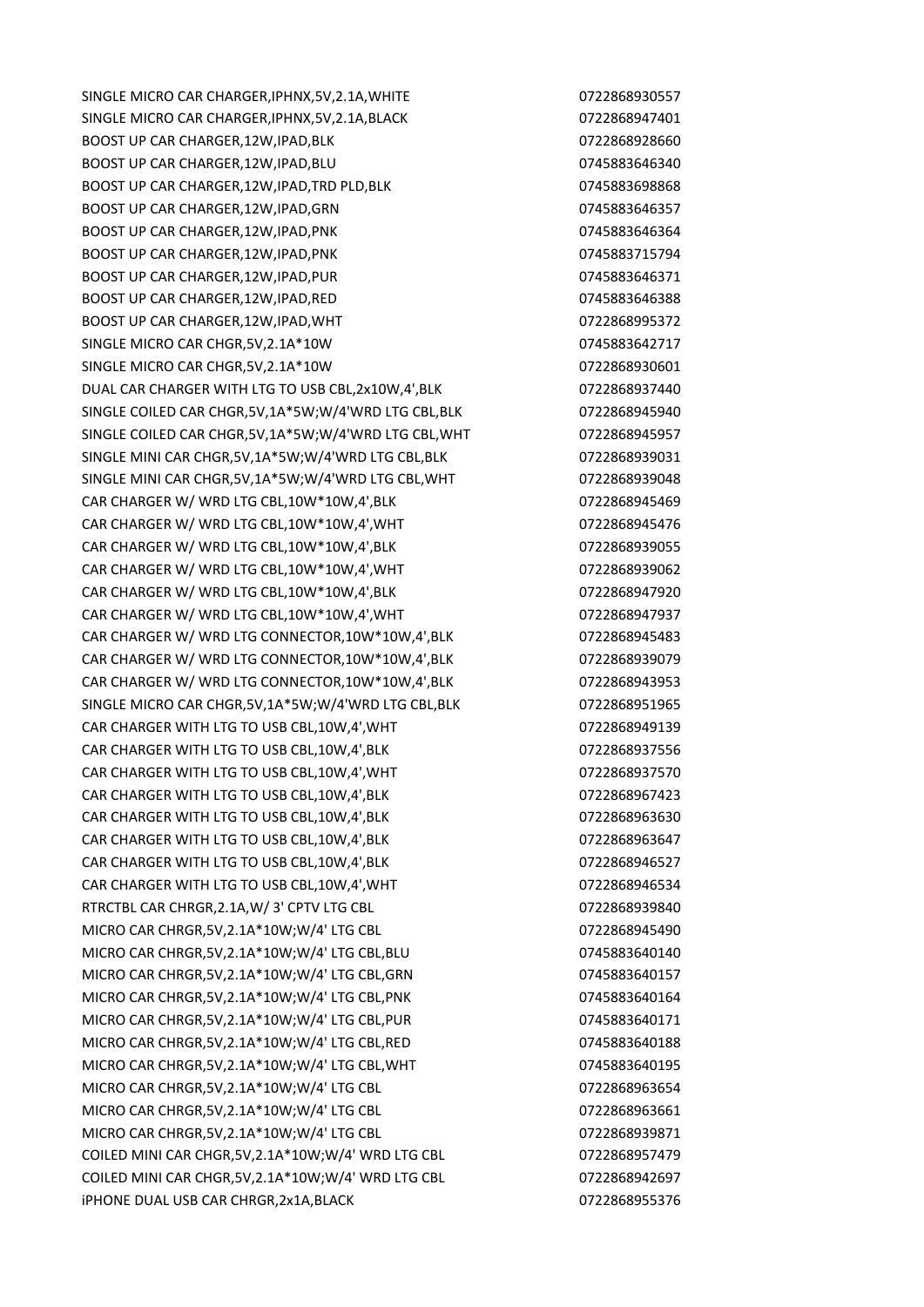| | |
|---|---|
| SINGLE MICRO CAR CHARGER,IPHNX,5V,2.1A,WHITE | 0722868930557 |
| SINGLE MICRO CAR CHARGER,IPHNX,5V,2.1A,BLACK | 0722868947401 |
| BOOST UP CAR CHARGER,12W,IPAD,BLK | 0722868928660 |
| BOOST UP CAR CHARGER,12W,IPAD,BLU | 0745883646340 |
| BOOST UP CAR CHARGER,12W,IPAD,TRD PLD,BLK | 0745883698868 |
| BOOST UP CAR CHARGER,12W,IPAD,GRN | 0745883646357 |
| BOOST UP CAR CHARGER,12W,IPAD,PNK | 0745883646364 |
| BOOST UP CAR CHARGER,12W,IPAD,PNK | 0745883715794 |
| BOOST UP CAR CHARGER,12W,IPAD,PUR | 0745883646371 |
| BOOST UP CAR CHARGER,12W,IPAD,RED | 0745883646388 |
| BOOST UP CAR CHARGER,12W,IPAD,WHT | 0722868995372 |
| SINGLE MICRO CAR CHGR,5V,2.1A*10W | 0745883642717 |
| SINGLE MICRO CAR CHGR,5V,2.1A*10W | 0722868930601 |
| DUAL CAR CHARGER WITH LTG TO USB CBL,2x10W,4',BLK | 0722868937440 |
| SINGLE COILED CAR CHGR,5V,1A*5W;W/4'WRD LTG CBL,BLK | 0722868945940 |
| SINGLE COILED CAR CHGR,5V,1A*5W;W/4'WRD LTG CBL,WHT | 0722868945957 |
| SINGLE MINI CAR CHGR,5V,1A*5W;W/4'WRD LTG CBL,BLK | 0722868939031 |
| SINGLE MINI CAR CHGR,5V,1A*5W;W/4'WRD LTG CBL,WHT | 0722868939048 |
| CAR CHARGER W/ WRD LTG CBL,10W*10W,4',BLK | 0722868945469 |
| CAR CHARGER W/ WRD LTG CBL,10W*10W,4',WHT | 0722868945476 |
| CAR CHARGER W/ WRD LTG CBL,10W*10W,4',BLK | 0722868939055 |
| CAR CHARGER W/ WRD LTG CBL,10W*10W,4',WHT | 0722868939062 |
| CAR CHARGER W/ WRD LTG CBL,10W*10W,4',BLK | 0722868947920 |
| CAR CHARGER W/ WRD LTG CBL,10W*10W,4',WHT | 0722868947937 |
| CAR CHARGER W/ WRD LTG CONNECTOR,10W*10W,4',BLK | 0722868945483 |
| CAR CHARGER W/ WRD LTG CONNECTOR,10W*10W,4',BLK | 0722868939079 |
| CAR CHARGER W/ WRD LTG CONNECTOR,10W*10W,4',BLK | 0722868943953 |
| SINGLE MICRO CAR CHGR,5V,1A*5W;W/4'WRD LTG CBL,BLK | 0722868951965 |
| CAR CHARGER WITH LTG TO USB CBL,10W,4',WHT | 0722868949139 |
| CAR CHARGER WITH LTG TO USB CBL,10W,4',BLK | 0722868937556 |
| CAR CHARGER WITH LTG TO USB CBL,10W,4',WHT | 0722868937570 |
| CAR CHARGER WITH LTG TO USB CBL,10W,4',BLK | 0722868967423 |
| CAR CHARGER WITH LTG TO USB CBL,10W,4',BLK | 0722868963630 |
| CAR CHARGER WITH LTG TO USB CBL,10W,4',BLK | 0722868963647 |
| CAR CHARGER WITH LTG TO USB CBL,10W,4',BLK | 0722868946527 |
| CAR CHARGER WITH LTG TO USB CBL,10W,4',WHT | 0722868946534 |
| RTRCTBL CAR CHRGR,2.1A,W/ 3' CPTV LTG CBL | 0722868939840 |
| MICRO CAR CHRGR,5V,2.1A*10W;W/4' LTG CBL | 0722868945490 |
| MICRO CAR CHRGR,5V,2.1A*10W;W/4' LTG CBL,BLU | 0745883640140 |
| MICRO CAR CHRGR,5V,2.1A*10W;W/4' LTG CBL,GRN | 0745883640157 |
| MICRO CAR CHRGR,5V,2.1A*10W;W/4' LTG CBL,PNK | 0745883640164 |
| MICRO CAR CHRGR,5V,2.1A*10W;W/4' LTG CBL,PUR | 0745883640171 |
| MICRO CAR CHRGR,5V,2.1A*10W;W/4' LTG CBL,RED | 0745883640188 |
| MICRO CAR CHRGR,5V,2.1A*10W;W/4' LTG CBL,WHT | 0745883640195 |
| MICRO CAR CHRGR,5V,2.1A*10W;W/4' LTG CBL | 0722868963654 |
| MICRO CAR CHRGR,5V,2.1A*10W;W/4' LTG CBL | 0722868963661 |
| MICRO CAR CHRGR,5V,2.1A*10W;W/4' LTG CBL | 0722868939871 |
| COILED MINI CAR CHGR,5V,2.1A*10W;W/4' WRD LTG CBL | 0722868957479 |
| COILED MINI CAR CHGR,5V,2.1A*10W;W/4' WRD LTG CBL | 0722868942697 |
| iPHONE DUAL USB CAR CHRGR,2x1A,BLACK | 0722868955376 |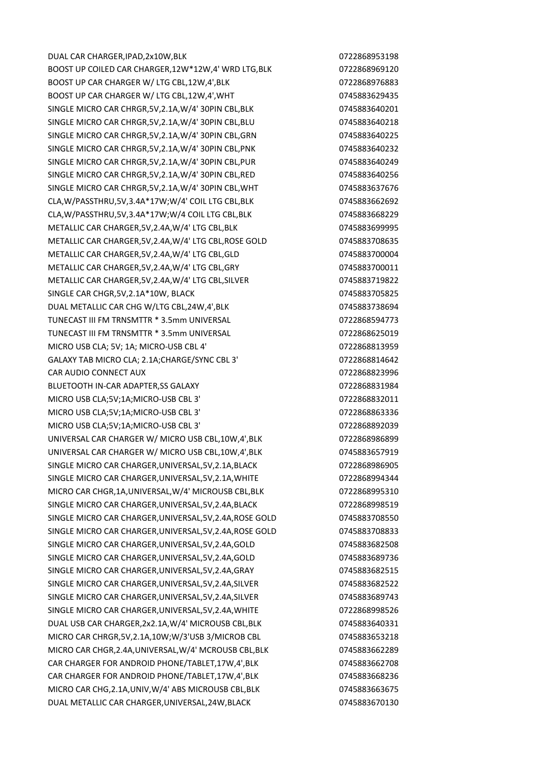| | |
|---|---|
| DUAL CAR CHARGER,IPAD,2x10W,BLK | 0722868953198 |
| BOOST UP COILED CAR CHARGER,12W*12W,4' WRD LTG,BLK | 0722868969120 |
| BOOST UP CAR CHARGER W/ LTG CBL,12W,4',BLK | 0722868976883 |
| BOOST UP CAR CHARGER W/ LTG CBL,12W,4',WHT | 0745883629435 |
| SINGLE MICRO CAR CHRGR,5V,2.1A,W/4' 30PIN CBL,BLK | 0745883640201 |
| SINGLE MICRO CAR CHRGR,5V,2.1A,W/4' 30PIN CBL,BLU | 0745883640218 |
| SINGLE MICRO CAR CHRGR,5V,2.1A,W/4' 30PIN CBL,GRN | 0745883640225 |
| SINGLE MICRO CAR CHRGR,5V,2.1A,W/4' 30PIN CBL,PNK | 0745883640232 |
| SINGLE MICRO CAR CHRGR,5V,2.1A,W/4' 30PIN CBL,PUR | 0745883640249 |
| SINGLE MICRO CAR CHRGR,5V,2.1A,W/4' 30PIN CBL,RED | 0745883640256 |
| SINGLE MICRO CAR CHRGR,5V,2.1A,W/4' 30PIN CBL,WHT | 0745883637676 |
| CLA,W/PASSTHRU,5V,3.4A*17W;W/4' COIL LTG CBL,BLK | 0745883662692 |
| CLA,W/PASSTHRU,5V,3.4A*17W;W/4 COIL LTG CBL,BLK | 0745883668229 |
| METALLIC CAR CHARGER,5V,2.4A,W/4' LTG CBL,BLK | 0745883699995 |
| METALLIC CAR CHARGER,5V,2.4A,W/4' LTG CBL,ROSE GOLD | 0745883708635 |
| METALLIC CAR CHARGER,5V,2.4A,W/4' LTG CBL,GLD | 0745883700004 |
| METALLIC CAR CHARGER,5V,2.4A,W/4' LTG CBL,GRY | 0745883700011 |
| METALLIC CAR CHARGER,5V,2.4A,W/4' LTG CBL,SILVER | 0745883719822 |
| SINGLE CAR CHGR,5V,2.1A*10W, BLACK | 0745883705825 |
| DUAL METALLIC CAR CHG W/LTG CBL,24W,4',BLK | 0745883738694 |
| TUNECAST III FM TRNSMTTR * 3.5mm UNIVERSAL | 0722868594773 |
| TUNECAST III FM TRNSMTTR * 3.5mm UNIVERSAL | 0722868625019 |
| MICRO USB CLA; 5V; 1A; MICRO-USB CBL 4' | 0722868813959 |
| GALAXY TAB MICRO CLA; 2.1A;CHARGE/SYNC CBL 3' | 0722868814642 |
| CAR AUDIO CONNECT AUX | 0722868823996 |
| BLUETOOTH IN-CAR ADAPTER,SS GALAXY | 0722868831984 |
| MICRO USB CLA;5V;1A;MICRO-USB CBL 3' | 0722868832011 |
| MICRO USB CLA;5V;1A;MICRO-USB CBL 3' | 0722868863336 |
| MICRO USB CLA;5V;1A;MICRO-USB CBL 3' | 0722868892039 |
| UNIVERSAL CAR CHARGER W/ MICRO USB CBL,10W,4',BLK | 0722868986899 |
| UNIVERSAL CAR CHARGER W/ MICRO USB CBL,10W,4',BLK | 0745883657919 |
| SINGLE MICRO CAR CHARGER,UNIVERSAL,5V,2.1A,BLACK | 0722868986905 |
| SINGLE MICRO CAR CHARGER,UNIVERSAL,5V,2.1A,WHITE | 0722868994344 |
| MICRO CAR CHGR,1A,UNIVERSAL,W/4' MICROUSB CBL,BLK | 0722868995310 |
| SINGLE MICRO CAR CHARGER,UNIVERSAL,5V,2.4A,BLACK | 0722868998519 |
| SINGLE MICRO CAR CHARGER,UNIVERSAL,5V,2.4A,ROSE GOLD | 0745883708550 |
| SINGLE MICRO CAR CHARGER,UNIVERSAL,5V,2.4A,ROSE GOLD | 0745883708833 |
| SINGLE MICRO CAR CHARGER,UNIVERSAL,5V,2.4A,GOLD | 0745883682508 |
| SINGLE MICRO CAR CHARGER,UNIVERSAL,5V,2.4A,GOLD | 0745883689736 |
| SINGLE MICRO CAR CHARGER,UNIVERSAL,5V,2.4A,GRAY | 0745883682515 |
| SINGLE MICRO CAR CHARGER,UNIVERSAL,5V,2.4A,SILVER | 0745883682522 |
| SINGLE MICRO CAR CHARGER,UNIVERSAL,5V,2.4A,SILVER | 0745883689743 |
| SINGLE MICRO CAR CHARGER,UNIVERSAL,5V,2.4A,WHITE | 0722868998526 |
| DUAL USB CAR CHARGER,2x2.1A,W/4' MICROUSB CBL,BLK | 0745883640331 |
| MICRO CAR CHRGR,5V,2.1A,10W;W/3'USB 3/MICROB CBL | 0745883653218 |
| MICRO CAR CHGR,2.4A,UNIVERSAL,W/4' MCROUSB CBL,BLK | 0745883662289 |
| CAR CHARGER FOR ANDROID PHONE/TABLET,17W,4',BLK | 0745883662708 |
| CAR CHARGER FOR ANDROID PHONE/TABLET,17W,4',BLK | 0745883668236 |
| MICRO CAR CHG,2.1A,UNIV,W/4' ABS MICROUSB CBL,BLK | 0745883663675 |
| DUAL METALLIC CAR CHARGER,UNIVERSAL,24W,BLACK | 0745883670130 |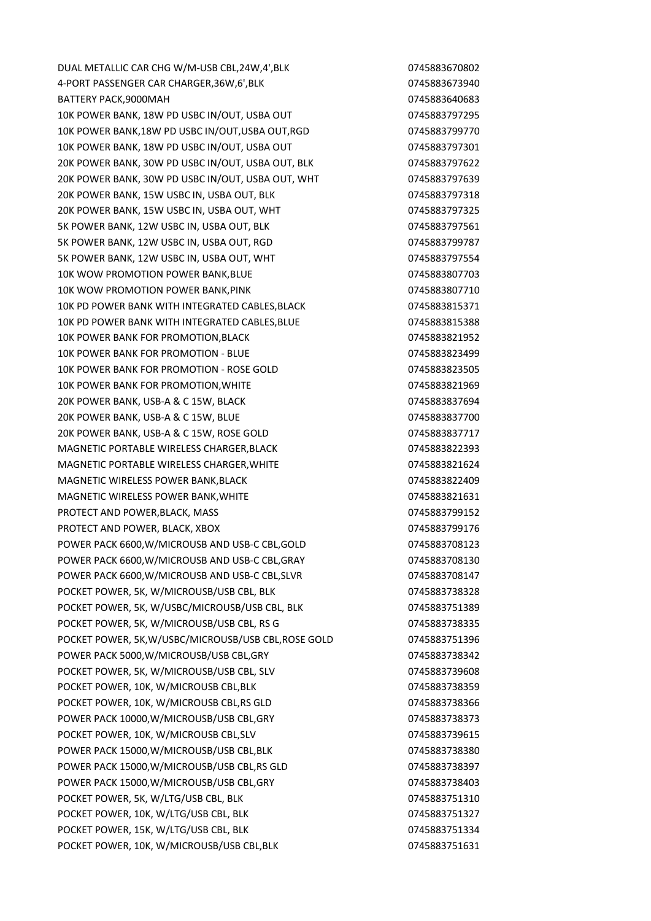| | |
|---|---|
| DUAL METALLIC CAR CHG W/M-USB CBL,24W,4',BLK | 0745883670802 |
| 4-PORT PASSENGER CAR CHARGER,36W,6',BLK | 0745883673940 |
| BATTERY PACK,9000MAH | 0745883640683 |
| 10K POWER BANK, 18W PD USBC IN/OUT, USBA OUT | 0745883797295 |
| 10K POWER BANK,18W PD USBC IN/OUT,USBA OUT,RGD | 0745883799770 |
| 10K POWER BANK, 18W PD USBC IN/OUT, USBA OUT | 0745883797301 |
| 20K POWER BANK, 30W PD USBC IN/OUT, USBA OUT, BLK | 0745883797622 |
| 20K POWER BANK, 30W PD USBC IN/OUT, USBA OUT, WHT | 0745883797639 |
| 20K POWER BANK, 15W USBC IN, USBA OUT, BLK | 0745883797318 |
| 20K POWER BANK, 15W USBC IN, USBA OUT, WHT | 0745883797325 |
| 5K POWER BANK, 12W USBC IN, USBA OUT, BLK | 0745883797561 |
| 5K POWER BANK, 12W USBC IN, USBA OUT, RGD | 0745883799787 |
| 5K POWER BANK, 12W USBC IN, USBA OUT, WHT | 0745883797554 |
| 10K WOW PROMOTION POWER BANK,BLUE | 0745883807703 |
| 10K WOW PROMOTION POWER BANK,PINK | 0745883807710 |
| 10K PD POWER BANK WITH INTEGRATED CABLES,BLACK | 0745883815371 |
| 10K PD POWER BANK WITH INTEGRATED CABLES,BLUE | 0745883815388 |
| 10K POWER BANK FOR PROMOTION,BLACK | 0745883821952 |
| 10K POWER BANK FOR PROMOTION - BLUE | 0745883823499 |
| 10K POWER BANK FOR PROMOTION - ROSE GOLD | 0745883823505 |
| 10K POWER BANK FOR PROMOTION,WHITE | 0745883821969 |
| 20K POWER BANK, USB-A & C 15W, BLACK | 0745883837694 |
| 20K POWER BANK, USB-A & C 15W, BLUE | 0745883837700 |
| 20K POWER BANK, USB-A & C 15W, ROSE GOLD | 0745883837717 |
| MAGNETIC PORTABLE WIRELESS CHARGER,BLACK | 0745883822393 |
| MAGNETIC PORTABLE WIRELESS CHARGER,WHITE | 0745883821624 |
| MAGNETIC WIRELESS POWER BANK,BLACK | 0745883822409 |
| MAGNETIC WIRELESS POWER BANK,WHITE | 0745883821631 |
| PROTECT AND POWER,BLACK, MASS | 0745883799152 |
| PROTECT AND POWER, BLACK, XBOX | 0745883799176 |
| POWER PACK 6600,W/MICROUSB AND USB-C CBL,GOLD | 0745883708123 |
| POWER PACK 6600,W/MICROUSB AND USB-C CBL,GRAY | 0745883708130 |
| POWER PACK 6600,W/MICROUSB AND USB-C CBL,SLVR | 0745883708147 |
| POCKET POWER, 5K, W/MICROUSB/USB CBL, BLK | 0745883738328 |
| POCKET POWER, 5K, W/USBC/MICROUSB/USB CBL, BLK | 0745883751389 |
| POCKET POWER, 5K, W/MICROUSB/USB CBL, RS G | 0745883738335 |
| POCKET POWER, 5K,W/USBC/MICROUSB/USB CBL,ROSE GOLD | 0745883751396 |
| POWER PACK 5000,W/MICROUSB/USB CBL,GRY | 0745883738342 |
| POCKET POWER, 5K, W/MICROUSB/USB CBL, SLV | 0745883739608 |
| POCKET POWER, 10K, W/MICROUSB CBL,BLK | 0745883738359 |
| POCKET POWER, 10K, W/MICROUSB CBL,RS GLD | 0745883738366 |
| POWER PACK 10000,W/MICROUSB/USB CBL,GRY | 0745883738373 |
| POCKET POWER, 10K, W/MICROUSB CBL,SLV | 0745883739615 |
| POWER PACK 15000,W/MICROUSB/USB CBL,BLK | 0745883738380 |
| POWER PACK 15000,W/MICROUSB/USB CBL,RS GLD | 0745883738397 |
| POWER PACK 15000,W/MICROUSB/USB CBL,GRY | 0745883738403 |
| POCKET POWER, 5K, W/LTG/USB CBL, BLK | 0745883751310 |
| POCKET POWER, 10K, W/LTG/USB CBL, BLK | 0745883751327 |
| POCKET POWER, 15K, W/LTG/USB CBL, BLK | 0745883751334 |
| POCKET POWER, 10K, W/MICROUSB/USB CBL,BLK | 0745883751631 |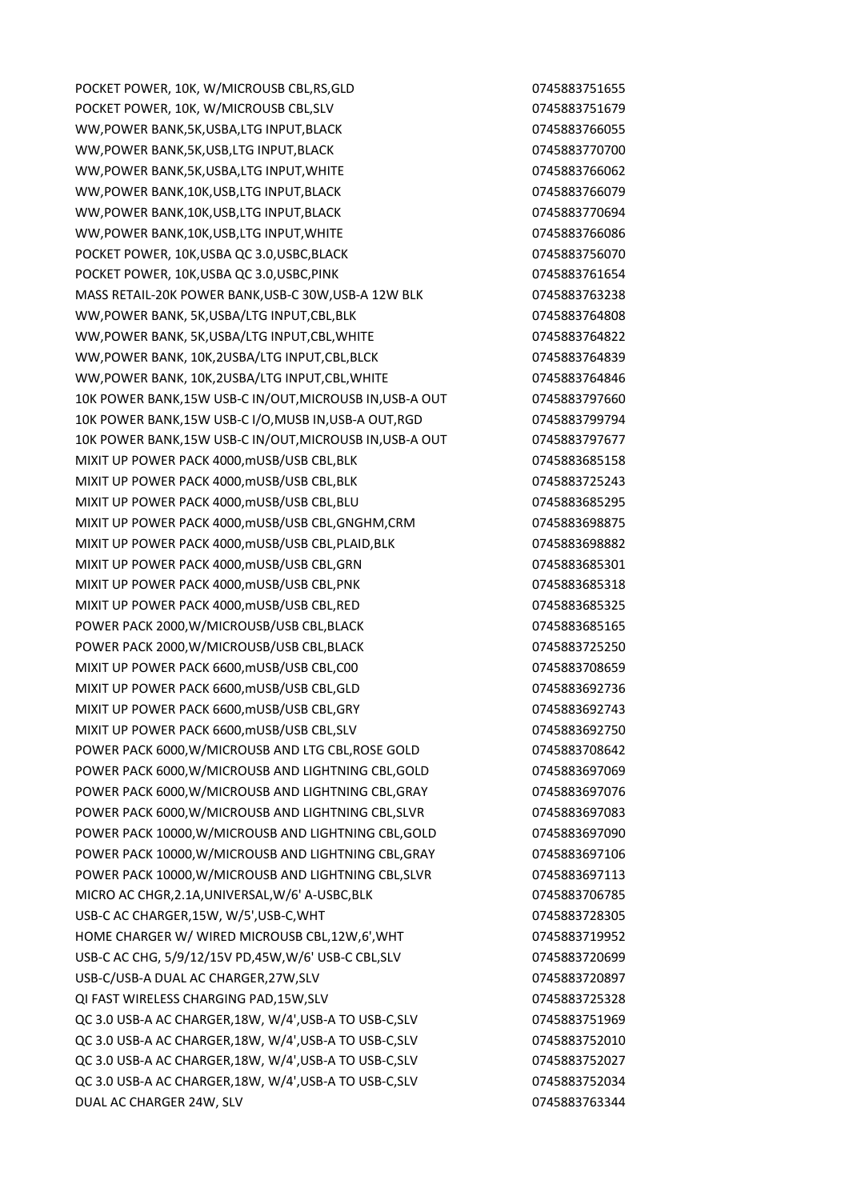| | |
|---|---|
| POCKET POWER, 10K, W/MICROUSB CBL,RS,GLD | 0745883751655 |
| POCKET POWER, 10K, W/MICROUSB CBL,SLV | 0745883751679 |
| WW,POWER BANK,5K,USBA,LTG INPUT,BLACK | 0745883766055 |
| WW,POWER BANK,5K,USB,LTG INPUT,BLACK | 0745883770700 |
| WW,POWER BANK,5K,USBA,LTG INPUT,WHITE | 0745883766062 |
| WW,POWER BANK,10K,USB,LTG INPUT,BLACK | 0745883766079 |
| WW,POWER BANK,10K,USB,LTG INPUT,BLACK | 0745883770694 |
| WW,POWER BANK,10K,USB,LTG INPUT,WHITE | 0745883766086 |
| POCKET POWER, 10K,USBA QC 3.0,USBC,BLACK | 0745883756070 |
| POCKET POWER, 10K,USBA QC 3.0,USBC,PINK | 0745883761654 |
| MASS RETAIL-20K POWER BANK,USB-C 30W,USB-A 12W BLK | 0745883763238 |
| WW,POWER BANK, 5K,USBA/LTG INPUT,CBL,BLK | 0745883764808 |
| WW,POWER BANK, 5K,USBA/LTG INPUT,CBL,WHITE | 0745883764822 |
| WW,POWER BANK, 10K,2USBA/LTG INPUT,CBL,BLCK | 0745883764839 |
| WW,POWER BANK, 10K,2USBA/LTG INPUT,CBL,WHITE | 0745883764846 |
| 10K POWER BANK,15W USB-C IN/OUT,MICROUSB IN,USB-A OUT | 0745883797660 |
| 10K POWER BANK,15W USB-C I/O,MUSB IN,USB-A OUT,RGD | 0745883799794 |
| 10K POWER BANK,15W USB-C IN/OUT,MICROUSB IN,USB-A OUT | 0745883797677 |
| MIXIT UP POWER PACK 4000,mUSB/USB CBL,BLK | 0745883685158 |
| MIXIT UP POWER PACK 4000,mUSB/USB CBL,BLK | 0745883725243 |
| MIXIT UP POWER PACK 4000,mUSB/USB CBL,BLU | 0745883685295 |
| MIXIT UP POWER PACK 4000,mUSB/USB CBL,GNGHM,CRM | 0745883698875 |
| MIXIT UP POWER PACK 4000,mUSB/USB CBL,PLAID,BLK | 0745883698882 |
| MIXIT UP POWER PACK 4000,mUSB/USB CBL,GRN | 0745883685301 |
| MIXIT UP POWER PACK 4000,mUSB/USB CBL,PNK | 0745883685318 |
| MIXIT UP POWER PACK 4000,mUSB/USB CBL,RED | 0745883685325 |
| POWER PACK 2000,W/MICROUSB/USB CBL,BLACK | 0745883685165 |
| POWER PACK 2000,W/MICROUSB/USB CBL,BLACK | 0745883725250 |
| MIXIT UP POWER PACK 6600,mUSB/USB CBL,C00 | 0745883708659 |
| MIXIT UP POWER PACK 6600,mUSB/USB CBL,GLD | 0745883692736 |
| MIXIT UP POWER PACK 6600,mUSB/USB CBL,GRY | 0745883692743 |
| MIXIT UP POWER PACK 6600,mUSB/USB CBL,SLV | 0745883692750 |
| POWER PACK 6000,W/MICROUSB AND LTG CBL,ROSE GOLD | 0745883708642 |
| POWER PACK 6000,W/MICROUSB AND LIGHTNING CBL,GOLD | 0745883697069 |
| POWER PACK 6000,W/MICROUSB AND LIGHTNING CBL,GRAY | 0745883697076 |
| POWER PACK 6000,W/MICROUSB AND LIGHTNING CBL,SLVR | 0745883697083 |
| POWER PACK 10000,W/MICROUSB AND LIGHTNING CBL,GOLD | 0745883697090 |
| POWER PACK 10000,W/MICROUSB AND LIGHTNING CBL,GRAY | 0745883697106 |
| POWER PACK 10000,W/MICROUSB AND LIGHTNING CBL,SLVR | 0745883697113 |
| MICRO AC CHGR,2.1A,UNIVERSAL,W/6' A-USBC,BLK | 0745883706785 |
| USB-C AC CHARGER,15W, W/5',USB-C,WHT | 0745883728305 |
| HOME CHARGER W/ WIRED MICROUSB CBL,12W,6',WHT | 0745883719952 |
| USB-C AC CHG, 5/9/12/15V PD,45W,W/6' USB-C CBL,SLV | 0745883720699 |
| USB-C/USB-A DUAL AC CHARGER,27W,SLV | 0745883720897 |
| QI FAST WIRELESS CHARGING PAD,15W,SLV | 0745883725328 |
| QC 3.0 USB-A AC CHARGER,18W, W/4',USB-A TO USB-C,SLV | 0745883751969 |
| QC 3.0 USB-A AC CHARGER,18W, W/4',USB-A TO USB-C,SLV | 0745883752010 |
| QC 3.0 USB-A AC CHARGER,18W, W/4',USB-A TO USB-C,SLV | 0745883752027 |
| QC 3.0 USB-A AC CHARGER,18W, W/4',USB-A TO USB-C,SLV | 0745883752034 |
| DUAL AC CHARGER 24W, SLV | 0745883763344 |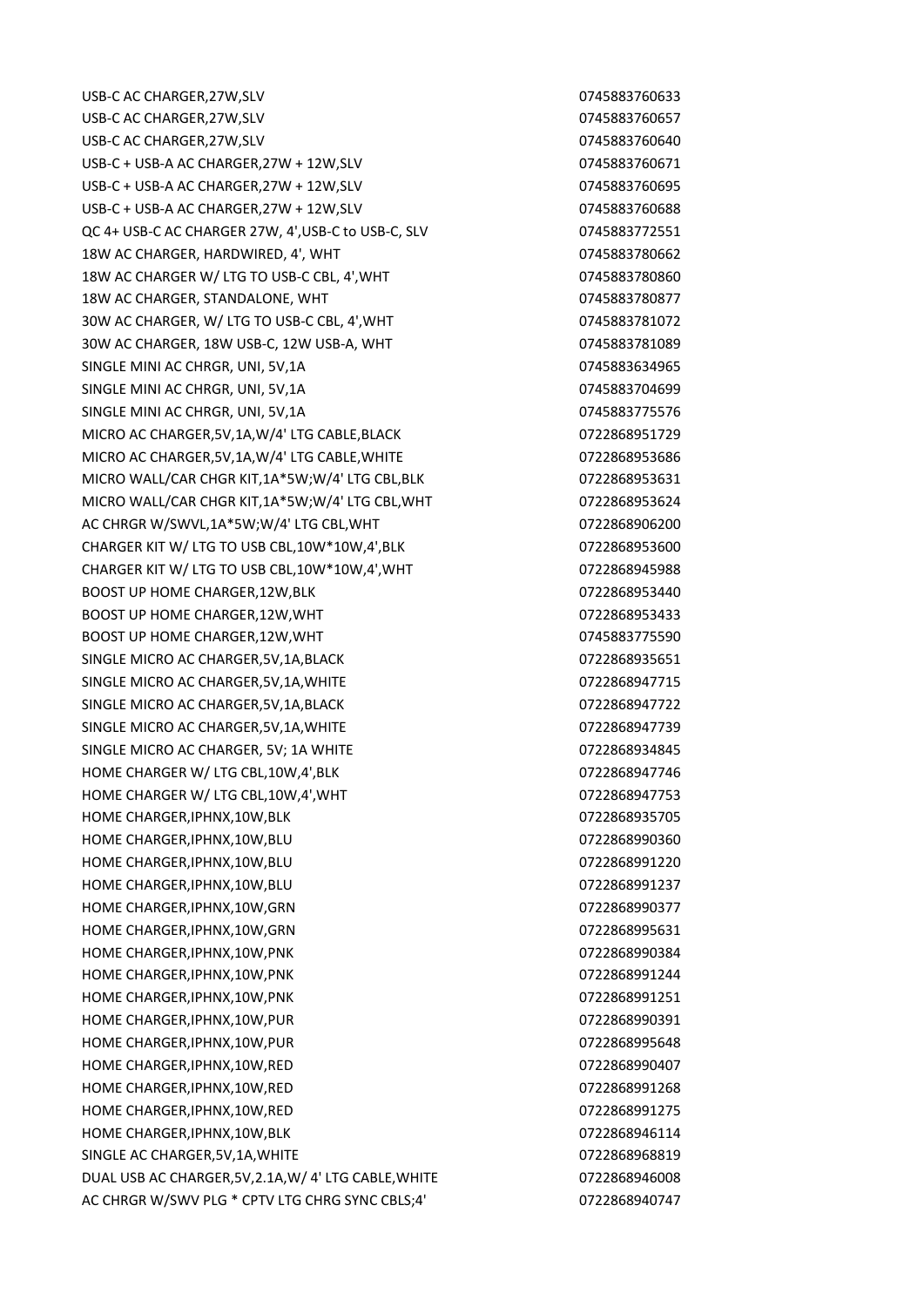| | |
|---|---|
| USB-C AC CHARGER,27W,SLV | 0745883760633 |
| USB-C AC CHARGER,27W,SLV | 0745883760657 |
| USB-C AC CHARGER,27W,SLV | 0745883760640 |
| USB-C + USB-A AC CHARGER,27W + 12W,SLV | 0745883760671 |
| USB-C + USB-A AC CHARGER,27W + 12W,SLV | 0745883760695 |
| USB-C + USB-A AC CHARGER,27W + 12W,SLV | 0745883760688 |
| QC 4+ USB-C AC CHARGER 27W, 4',USB-C to USB-C, SLV | 0745883772551 |
| 18W AC CHARGER, HARDWIRED, 4', WHT | 0745883780662 |
| 18W AC CHARGER W/ LTG TO USB-C CBL, 4',WHT | 0745883780860 |
| 18W AC CHARGER, STANDALONE, WHT | 0745883780877 |
| 30W AC CHARGER, W/ LTG TO USB-C CBL, 4',WHT | 0745883781072 |
| 30W AC CHARGER, 18W USB-C, 12W USB-A, WHT | 0745883781089 |
| SINGLE MINI AC CHRGR, UNI, 5V,1A | 0745883634965 |
| SINGLE MINI AC CHRGR, UNI, 5V,1A | 0745883704699 |
| SINGLE MINI AC CHRGR, UNI, 5V,1A | 0745883775576 |
| MICRO AC CHARGER,5V,1A,W/4' LTG CABLE,BLACK | 0722868951729 |
| MICRO AC CHARGER,5V,1A,W/4' LTG CABLE,WHITE | 0722868953686 |
| MICRO WALL/CAR CHGR KIT,1A*5W;W/4' LTG CBL,BLK | 0722868953631 |
| MICRO WALL/CAR CHGR KIT,1A*5W;W/4' LTG CBL,WHT | 0722868953624 |
| AC CHRGR W/SWVL,1A*5W;W/4' LTG CBL,WHT | 0722868906200 |
| CHARGER KIT W/ LTG TO USB CBL,10W*10W,4',BLK | 0722868953600 |
| CHARGER KIT W/ LTG TO USB CBL,10W*10W,4',WHT | 0722868945988 |
| BOOST UP HOME CHARGER,12W,BLK | 0722868953440 |
| BOOST UP HOME CHARGER,12W,WHT | 0722868953433 |
| BOOST UP HOME CHARGER,12W,WHT | 0745883775590 |
| SINGLE MICRO AC CHARGER,5V,1A,BLACK | 0722868935651 |
| SINGLE MICRO AC CHARGER,5V,1A,WHITE | 0722868947715 |
| SINGLE MICRO AC CHARGER,5V,1A,BLACK | 0722868947722 |
| SINGLE MICRO AC CHARGER,5V,1A,WHITE | 0722868947739 |
| SINGLE MICRO AC CHARGER, 5V; 1A WHITE | 0722868934845 |
| HOME CHARGER W/ LTG CBL,10W,4',BLK | 0722868947746 |
| HOME CHARGER W/ LTG CBL,10W,4',WHT | 0722868947753 |
| HOME CHARGER,IPHNX,10W,BLK | 0722868935705 |
| HOME CHARGER,IPHNX,10W,BLU | 0722868990360 |
| HOME CHARGER,IPHNX,10W,BLU | 0722868991220 |
| HOME CHARGER,IPHNX,10W,BLU | 0722868991237 |
| HOME CHARGER,IPHNX,10W,GRN | 0722868990377 |
| HOME CHARGER,IPHNX,10W,GRN | 0722868995631 |
| HOME CHARGER,IPHNX,10W,PNK | 0722868990384 |
| HOME CHARGER,IPHNX,10W,PNK | 0722868991244 |
| HOME CHARGER,IPHNX,10W,PNK | 0722868991251 |
| HOME CHARGER,IPHNX,10W,PUR | 0722868990391 |
| HOME CHARGER,IPHNX,10W,PUR | 0722868995648 |
| HOME CHARGER,IPHNX,10W,RED | 0722868990407 |
| HOME CHARGER,IPHNX,10W,RED | 0722868991268 |
| HOME CHARGER,IPHNX,10W,RED | 0722868991275 |
| HOME CHARGER,IPHNX,10W,BLK | 0722868946114 |
| SINGLE AC CHARGER,5V,1A,WHITE | 0722868968819 |
| DUAL USB AC CHARGER,5V,2.1A,W/ 4' LTG CABLE,WHITE | 0722868946008 |
| AC CHRGR W/SWV PLG * CPTV LTG CHRG SYNC CBLS;4' | 0722868940747 |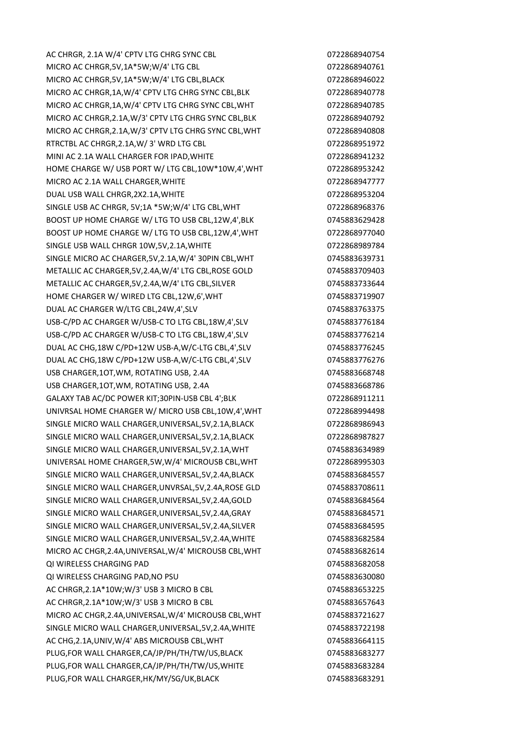| | |
|---|---|
| AC CHRGR, 2.1A W/4' CPTV LTG CHRG SYNC CBL | 0722868940754 |
| MICRO AC CHRGR,5V,1A*5W;W/4' LTG CBL | 0722868940761 |
| MICRO AC CHRGR,5V,1A*5W;W/4' LTG CBL,BLACK | 0722868946022 |
| MICRO AC CHRGR,1A,W/4' CPTV LTG CHRG SYNC CBL,BLK | 0722868940778 |
| MICRO AC CHRGR,1A,W/4' CPTV LTG CHRG SYNC CBL,WHT | 0722868940785 |
| MICRO AC CHRGR,2.1A,W/3' CPTV LTG CHRG SYNC CBL,BLK | 0722868940792 |
| MICRO AC CHRGR,2.1A,W/3' CPTV LTG CHRG SYNC CBL,WHT | 0722868940808 |
| RTRCTBL AC CHRGR,2.1A,W/ 3' WRD LTG CBL | 0722868951972 |
| MINI AC 2.1A WALL CHARGER FOR IPAD,WHITE | 0722868941232 |
| HOME CHARGE W/ USB PORT W/ LTG CBL,10W*10W,4',WHT | 0722868953242 |
| MICRO AC 2.1A WALL CHARGER,WHITE | 0722868947777 |
| DUAL USB WALL CHRGR,2X2.1A,WHITE | 0722868953204 |
| SINGLE USB AC CHRGR, 5V;1A *5W;W/4' LTG CBL,WHT | 0722868968376 |
| BOOST UP HOME CHARGE W/ LTG TO USB CBL,12W,4',BLK | 0745883629428 |
| BOOST UP HOME CHARGE W/ LTG TO USB CBL,12W,4',WHT | 0722868977040 |
| SINGLE USB WALL CHRGR 10W,5V,2.1A,WHITE | 0722868989784 |
| SINGLE MICRO AC CHARGER,5V,2.1A,W/4' 30PIN CBL,WHT | 0745883639731 |
| METALLIC AC CHARGER,5V,2.4A,W/4' LTG CBL,ROSE GOLD | 0745883709403 |
| METALLIC AC CHARGER,5V,2.4A,W/4' LTG CBL,SILVER | 0745883733644 |
| HOME CHARGER W/ WIRED LTG CBL,12W,6',WHT | 0745883719907 |
| DUAL AC CHARGER W/LTG CBL,24W,4',SLV | 0745883763375 |
| USB-C/PD AC CHARGER W/USB-C TO LTG CBL,18W,4',SLV | 0745883776184 |
| USB-C/PD AC CHARGER W/USB-C TO LTG CBL,18W,4',SLV | 0745883776214 |
| DUAL AC CHG,18W C/PD+12W USB-A,W/C-LTG CBL,4',SLV | 0745883776245 |
| DUAL AC CHG,18W C/PD+12W USB-A,W/C-LTG CBL,4',SLV | 0745883776276 |
| USB CHARGER,1OT,WM, ROTATING USB, 2.4A | 0745883668748 |
| USB CHARGER,1OT,WM, ROTATING USB, 2.4A | 0745883668786 |
| GALAXY TAB AC/DC POWER KIT;30PIN-USB CBL 4';BLK | 0722868911211 |
| UNIVRSAL HOME CHARGER W/ MICRO USB CBL,10W,4',WHT | 0722868994498 |
| SINGLE MICRO WALL CHARGER,UNIVERSAL,5V,2.1A,BLACK | 0722868986943 |
| SINGLE MICRO WALL CHARGER,UNIVERSAL,5V,2.1A,BLACK | 0722868987827 |
| SINGLE MICRO WALL CHARGER,UNIVERSAL,5V,2.1A,WHT | 0745883634989 |
| UNIVERSAL HOME CHARGER,5W,W/4' MICROUSB CBL,WHT | 0722868995303 |
| SINGLE MICRO WALL CHARGER,UNIVERSAL,5V,2.4A,BLACK | 0745883684557 |
| SINGLE MICRO WALL CHARGER,UNVRSAL,5V,2.4A,ROSE GLD | 0745883708611 |
| SINGLE MICRO WALL CHARGER,UNIVERSAL,5V,2.4A,GOLD | 0745883684564 |
| SINGLE MICRO WALL CHARGER,UNIVERSAL,5V,2.4A,GRAY | 0745883684571 |
| SINGLE MICRO WALL CHARGER,UNIVERSAL,5V,2.4A,SILVER | 0745883684595 |
| SINGLE MICRO WALL CHARGER,UNIVERSAL,5V,2.4A,WHITE | 0745883682584 |
| MICRO AC CHGR,2.4A,UNIVERSAL,W/4' MICROUSB CBL,WHT | 0745883682614 |
| QI WIRELESS CHARGING PAD | 0745883682058 |
| QI WIRELESS CHARGING PAD,NO PSU | 0745883630080 |
| AC CHRGR,2.1A*10W;W/3' USB 3 MICRO B CBL | 0745883653225 |
| AC CHRGR,2.1A*10W;W/3' USB 3 MICRO B CBL | 0745883657643 |
| MICRO AC CHGR,2.4A,UNIVERSAL,W/4' MICROUSB CBL,WHT | 0745883721627 |
| SINGLE MICRO WALL CHARGER,UNIVERSAL,5V,2.4A,WHITE | 0745883722198 |
| AC CHG,2.1A,UNIV,W/4' ABS MICROUSB CBL,WHT | 0745883664115 |
| PLUG,FOR WALL CHARGER,CA/JP/PH/TH/TW/US,BLACK | 0745883683277 |
| PLUG,FOR WALL CHARGER,CA/JP/PH/TH/TW/US,WHITE | 0745883683284 |
| PLUG,FOR WALL CHARGER,HK/MY/SG/UK,BLACK | 0745883683291 |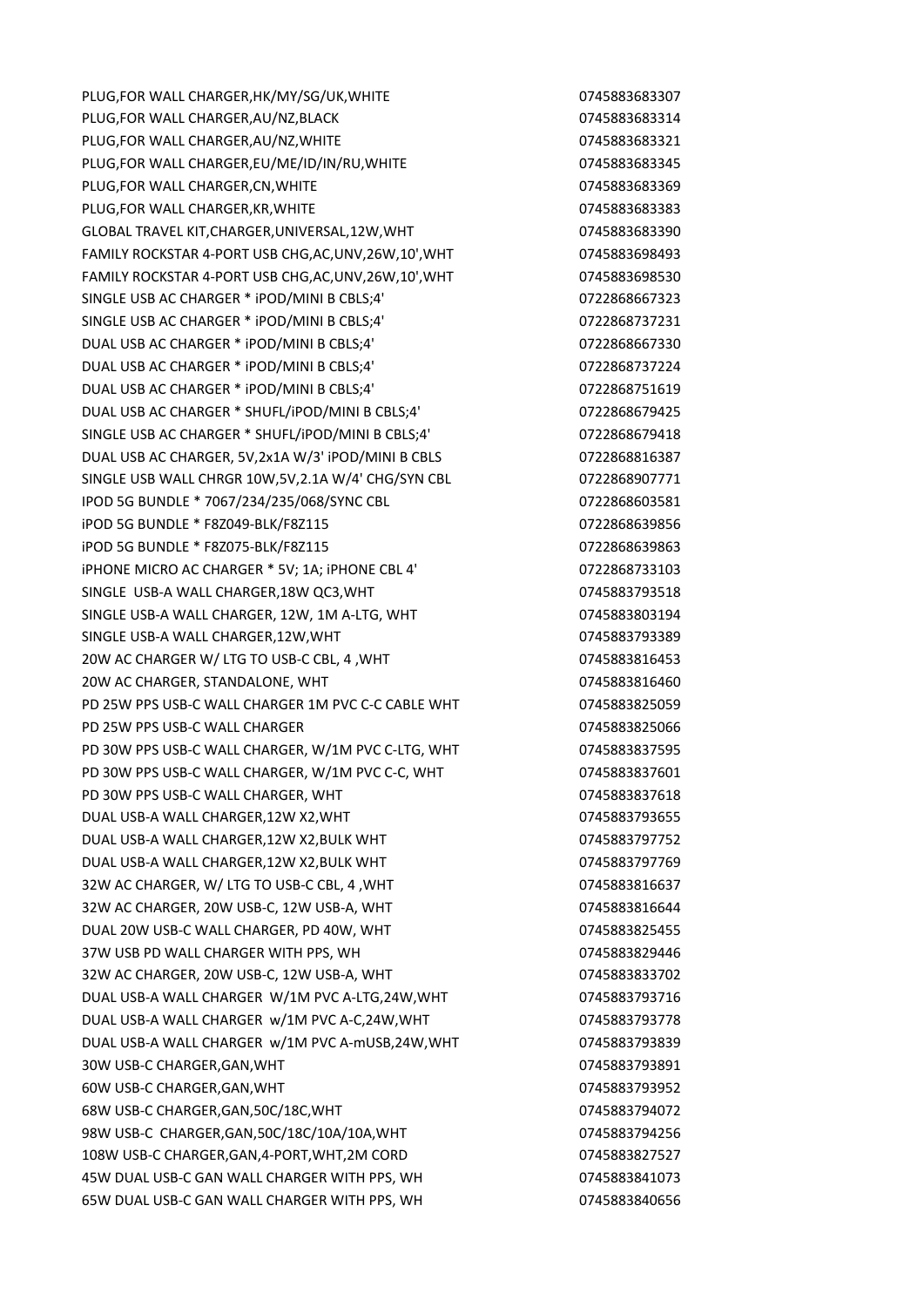| | |
|---|---|
| PLUG,FOR WALL CHARGER,HK/MY/SG/UK,WHITE | 0745883683307 |
| PLUG,FOR WALL CHARGER,AU/NZ,BLACK | 0745883683314 |
| PLUG,FOR WALL CHARGER,AU/NZ,WHITE | 0745883683321 |
| PLUG,FOR WALL CHARGER,EU/ME/ID/IN/RU,WHITE | 0745883683345 |
| PLUG,FOR WALL CHARGER,CN,WHITE | 0745883683369 |
| PLUG,FOR WALL CHARGER,KR,WHITE | 0745883683383 |
| GLOBAL TRAVEL KIT,CHARGER,UNIVERSAL,12W,WHT | 0745883683390 |
| FAMILY ROCKSTAR 4-PORT USB CHG,AC,UNV,26W,10',WHT | 0745883698493 |
| FAMILY ROCKSTAR 4-PORT USB CHG,AC,UNV,26W,10',WHT | 0745883698530 |
| SINGLE USB AC CHARGER * iPOD/MINI B CBLS;4' | 0722868667323 |
| SINGLE USB AC CHARGER * iPOD/MINI B CBLS;4' | 0722868737231 |
| DUAL USB AC CHARGER * iPOD/MINI B CBLS;4' | 0722868667330 |
| DUAL USB AC CHARGER * iPOD/MINI B CBLS;4' | 0722868737224 |
| DUAL USB AC CHARGER * iPOD/MINI B CBLS;4' | 0722868751619 |
| DUAL USB AC CHARGER * SHUFL/iPOD/MINI B CBLS;4' | 0722868679425 |
| SINGLE USB AC CHARGER * SHUFL/iPOD/MINI B CBLS;4' | 0722868679418 |
| DUAL USB AC CHARGER, 5V,2x1A W/3' iPOD/MINI B CBLS | 0722868816387 |
| SINGLE USB WALL CHRGR 10W,5V,2.1A W/4' CHG/SYN CBL | 0722868907771 |
| IPOD 5G BUNDLE * 7067/234/235/068/SYNC CBL | 0722868603581 |
| iPOD 5G BUNDLE * F8Z049-BLK/F8Z115 | 0722868639856 |
| iPOD 5G BUNDLE * F8Z075-BLK/F8Z115 | 0722868639863 |
| iPHONE MICRO AC CHARGER * 5V; 1A; iPHONE CBL 4' | 0722868733103 |
| SINGLE USB-A WALL CHARGER,18W QC3,WHT | 0745883793518 |
| SINGLE USB-A WALL CHARGER, 12W, 1M A-LTG, WHT | 0745883803194 |
| SINGLE USB-A WALL CHARGER,12W,WHT | 0745883793389 |
| 20W AC CHARGER W/ LTG TO USB-C CBL, 4 ,WHT | 0745883816453 |
| 20W AC CHARGER, STANDALONE, WHT | 0745883816460 |
| PD 25W PPS USB-C WALL CHARGER 1M PVC C-C CABLE WHT | 0745883825059 |
| PD 25W PPS USB-C WALL CHARGER | 0745883825066 |
| PD 30W PPS USB-C WALL CHARGER, W/1M PVC C-LTG, WHT | 0745883837595 |
| PD 30W PPS USB-C WALL CHARGER, W/1M PVC C-C, WHT | 0745883837601 |
| PD 30W PPS USB-C WALL CHARGER, WHT | 0745883837618 |
| DUAL USB-A WALL CHARGER,12W X2,WHT | 0745883793655 |
| DUAL USB-A WALL CHARGER,12W X2,BULK WHT | 0745883797752 |
| DUAL USB-A WALL CHARGER,12W X2,BULK WHT | 0745883797769 |
| 32W AC CHARGER, W/ LTG TO USB-C CBL, 4 ,WHT | 0745883816637 |
| 32W AC CHARGER, 20W USB-C, 12W USB-A, WHT | 0745883816644 |
| DUAL 20W USB-C WALL CHARGER, PD 40W, WHT | 0745883825455 |
| 37W USB PD WALL CHARGER WITH PPS, WH | 0745883829446 |
| 32W AC CHARGER, 20W USB-C, 12W USB-A, WHT | 0745883833702 |
| DUAL USB-A WALL CHARGER W/1M PVC A-LTG,24W,WHT | 0745883793716 |
| DUAL USB-A WALL CHARGER w/1M PVC A-C,24W,WHT | 0745883793778 |
| DUAL USB-A WALL CHARGER w/1M PVC A-mUSB,24W,WHT | 0745883793839 |
| 30W USB-C CHARGER,GAN,WHT | 0745883793891 |
| 60W USB-C CHARGER,GAN,WHT | 0745883793952 |
| 68W USB-C CHARGER,GAN,50C/18C,WHT | 0745883794072 |
| 98W USB-C CHARGER,GAN,50C/18C/10A/10A,WHT | 0745883794256 |
| 108W USB-C CHARGER,GAN,4-PORT,WHT,2M CORD | 0745883827527 |
| 45W DUAL USB-C GAN WALL CHARGER WITH PPS, WH | 0745883841073 |
| 65W DUAL USB-C GAN WALL CHARGER WITH PPS, WH | 0745883840656 |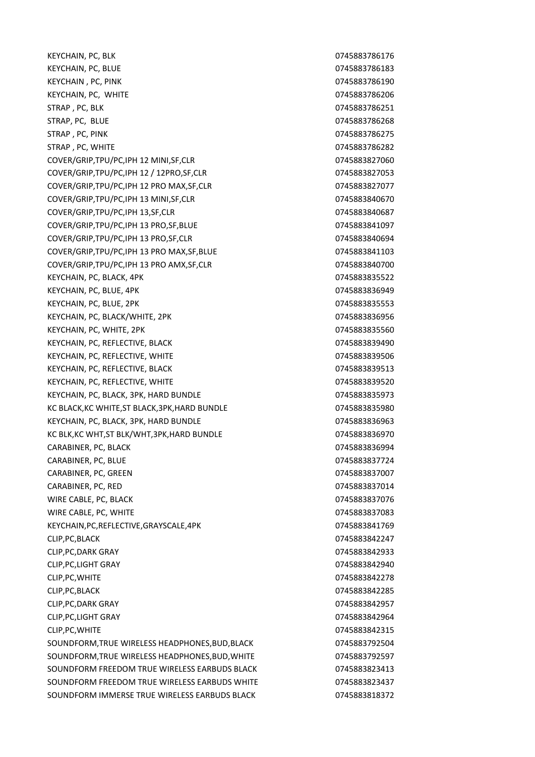| | |
|---|---|
| KEYCHAIN, PC, BLK | 0745883786176 |
| KEYCHAIN, PC, BLUE | 0745883786183 |
| KEYCHAIN , PC, PINK | 0745883786190 |
| KEYCHAIN, PC,  WHITE | 0745883786206 |
| STRAP , PC, BLK | 0745883786251 |
| STRAP, PC,  BLUE | 0745883786268 |
| STRAP , PC, PINK | 0745883786275 |
| STRAP , PC, WHITE | 0745883786282 |
| COVER/GRIP,TPU/PC,IPH 12 MINI,SF,CLR | 0745883827060 |
| COVER/GRIP,TPU/PC,IPH 12 / 12PRO,SF,CLR | 0745883827053 |
| COVER/GRIP,TPU/PC,IPH 12 PRO MAX,SF,CLR | 0745883827077 |
| COVER/GRIP,TPU/PC,IPH 13 MINI,SF,CLR | 0745883840670 |
| COVER/GRIP,TPU/PC,IPH 13,SF,CLR | 0745883840687 |
| COVER/GRIP,TPU/PC,IPH 13 PRO,SF,BLUE | 0745883841097 |
| COVER/GRIP,TPU/PC,IPH 13 PRO,SF,CLR | 0745883840694 |
| COVER/GRIP,TPU/PC,IPH 13 PRO MAX,SF,BLUE | 0745883841103 |
| COVER/GRIP,TPU/PC,IPH 13 PRO AMX,SF,CLR | 0745883840700 |
| KEYCHAIN, PC, BLACK, 4PK | 0745883835522 |
| KEYCHAIN, PC, BLUE, 4PK | 0745883836949 |
| KEYCHAIN, PC, BLUE, 2PK | 0745883835553 |
| KEYCHAIN, PC, BLACK/WHITE, 2PK | 0745883836956 |
| KEYCHAIN, PC, WHITE, 2PK | 0745883835560 |
| KEYCHAIN, PC, REFLECTIVE, BLACK | 0745883839490 |
| KEYCHAIN, PC, REFLECTIVE, WHITE | 0745883839506 |
| KEYCHAIN, PC, REFLECTIVE, BLACK | 0745883839513 |
| KEYCHAIN, PC, REFLECTIVE, WHITE | 0745883839520 |
| KEYCHAIN, PC, BLACK, 3PK, HARD BUNDLE | 0745883835973 |
| KC BLACK,KC WHITE,ST BLACK,3PK,HARD BUNDLE | 0745883835980 |
| KEYCHAIN, PC, BLACK, 3PK, HARD BUNDLE | 0745883836963 |
| KC BLK,KC WHT,ST BLK/WHT,3PK,HARD BUNDLE | 0745883836970 |
| CARABINER, PC, BLACK | 0745883836994 |
| CARABINER, PC, BLUE | 0745883837724 |
| CARABINER, PC, GREEN | 0745883837007 |
| CARABINER, PC, RED | 0745883837014 |
| WIRE CABLE, PC, BLACK | 0745883837076 |
| WIRE CABLE, PC, WHITE | 0745883837083 |
| KEYCHAIN,PC,REFLECTIVE,GRAYSCALE,4PK | 0745883841769 |
| CLIP,PC,BLACK | 0745883842247 |
| CLIP,PC,DARK GRAY | 0745883842933 |
| CLIP,PC,LIGHT GRAY | 0745883842940 |
| CLIP,PC,WHITE | 0745883842278 |
| CLIP,PC,BLACK | 0745883842285 |
| CLIP,PC,DARK GRAY | 0745883842957 |
| CLIP,PC,LIGHT GRAY | 0745883842964 |
| CLIP,PC,WHITE | 0745883842315 |
| SOUNDFORM,TRUE WIRELESS HEADPHONES,BUD,BLACK | 0745883792504 |
| SOUNDFORM,TRUE WIRELESS HEADPHONES,BUD,WHITE | 0745883792597 |
| SOUNDFORM FREEDOM TRUE WIRELESS EARBUDS BLACK | 0745883823413 |
| SOUNDFORM FREEDOM TRUE WIRELESS EARBUDS WHITE | 0745883823437 |
| SOUNDFORM IMMERSE TRUE WIRELESS EARBUDS BLACK | 0745883818372 |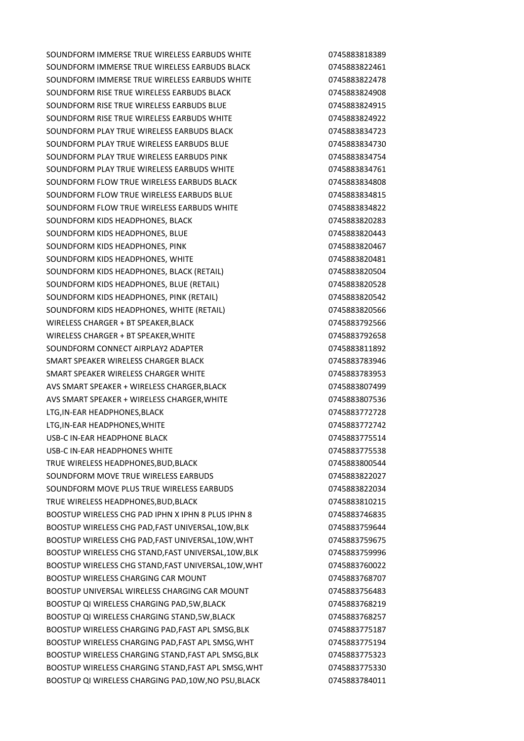| | |
|---|---|
| SOUNDFORM IMMERSE TRUE WIRELESS EARBUDS WHITE | 0745883818389 |
| SOUNDFORM IMMERSE TRUE WIRELESS EARBUDS BLACK | 0745883822461 |
| SOUNDFORM IMMERSE TRUE WIRELESS EARBUDS WHITE | 0745883822478 |
| SOUNDFORM RISE TRUE WIRELESS EARBUDS BLACK | 0745883824908 |
| SOUNDFORM RISE TRUE WIRELESS EARBUDS BLUE | 0745883824915 |
| SOUNDFORM RISE TRUE WIRELESS EARBUDS WHITE | 0745883824922 |
| SOUNDFORM PLAY TRUE WIRELESS EARBUDS BLACK | 0745883834723 |
| SOUNDFORM PLAY TRUE WIRELESS EARBUDS BLUE | 0745883834730 |
| SOUNDFORM PLAY TRUE WIRELESS EARBUDS PINK | 0745883834754 |
| SOUNDFORM PLAY TRUE WIRELESS EARBUDS WHITE | 0745883834761 |
| SOUNDFORM FLOW TRUE WIRELESS EARBUDS BLACK | 0745883834808 |
| SOUNDFORM FLOW TRUE WIRELESS EARBUDS BLUE | 0745883834815 |
| SOUNDFORM FLOW TRUE WIRELESS EARBUDS WHITE | 0745883834822 |
| SOUNDFORM KIDS HEADPHONES, BLACK | 0745883820283 |
| SOUNDFORM KIDS HEADPHONES, BLUE | 0745883820443 |
| SOUNDFORM KIDS HEADPHONES, PINK | 0745883820467 |
| SOUNDFORM KIDS HEADPHONES, WHITE | 0745883820481 |
| SOUNDFORM KIDS HEADPHONES, BLACK (RETAIL) | 0745883820504 |
| SOUNDFORM KIDS HEADPHONES, BLUE (RETAIL) | 0745883820528 |
| SOUNDFORM KIDS HEADPHONES, PINK (RETAIL) | 0745883820542 |
| SOUNDFORM KIDS HEADPHONES, WHITE (RETAIL) | 0745883820566 |
| WIRELESS CHARGER + BT SPEAKER,BLACK | 0745883792566 |
| WIRELESS CHARGER + BT SPEAKER,WHITE | 0745883792658 |
| SOUNDFORM CONNECT AIRPLAY2 ADAPTER | 0745883811892 |
| SMART SPEAKER WIRELESS CHARGER BLACK | 0745883783946 |
| SMART SPEAKER WIRELESS CHARGER WHITE | 0745883783953 |
| AVS SMART SPEAKER + WIRELESS CHARGER,BLACK | 0745883807499 |
| AVS SMART SPEAKER + WIRELESS CHARGER,WHITE | 0745883807536 |
| LTG,IN-EAR HEADPHONES,BLACK | 0745883772728 |
| LTG,IN-EAR HEADPHONES,WHITE | 0745883772742 |
| USB-C IN-EAR HEADPHONE BLACK | 0745883775514 |
| USB-C IN-EAR HEADPHONES WHITE | 0745883775538 |
| TRUE WIRELESS HEADPHONES,BUD,BLACK | 0745883800544 |
| SOUNDFORM MOVE TRUE WIRELESS EARBUDS | 0745883822027 |
| SOUNDFORM MOVE PLUS TRUE WIRELESS EARBUDS | 0745883822034 |
| TRUE WIRELESS HEADPHONES,BUD,BLACK | 0745883810215 |
| BOOSTUP WIRELESS CHG PAD IPHN X IPHN 8 PLUS IPHN 8 | 0745883746835 |
| BOOSTUP WIRELESS CHG PAD,FAST UNIVERSAL,10W,BLK | 0745883759644 |
| BOOSTUP WIRELESS CHG PAD,FAST UNIVERSAL,10W,WHT | 0745883759675 |
| BOOSTUP WIRELESS CHG STAND,FAST UNIVERSAL,10W,BLK | 0745883759996 |
| BOOSTUP WIRELESS CHG STAND,FAST UNIVERSAL,10W,WHT | 0745883760022 |
| BOOSTUP WIRELESS CHARGING CAR MOUNT | 0745883768707 |
| BOOSTUP UNIVERSAL WIRELESS CHARGING CAR MOUNT | 0745883756483 |
| BOOSTUP QI WIRELESS CHARGING PAD,5W,BLACK | 0745883768219 |
| BOOSTUP QI WIRELESS CHARGING STAND,5W,BLACK | 0745883768257 |
| BOOSTUP WIRELESS CHARGING PAD,FAST APL SMSG,BLK | 0745883775187 |
| BOOSTUP WIRELESS CHARGING PAD,FAST APL SMSG,WHT | 0745883775194 |
| BOOSTUP WIRELESS CHARGING STAND,FAST APL SMSG,BLK | 0745883775323 |
| BOOSTUP WIRELESS CHARGING STAND,FAST APL SMSG,WHT | 0745883775330 |
| BOOSTUP QI WIRELESS CHARGING PAD,10W,NO PSU,BLACK | 0745883784011 |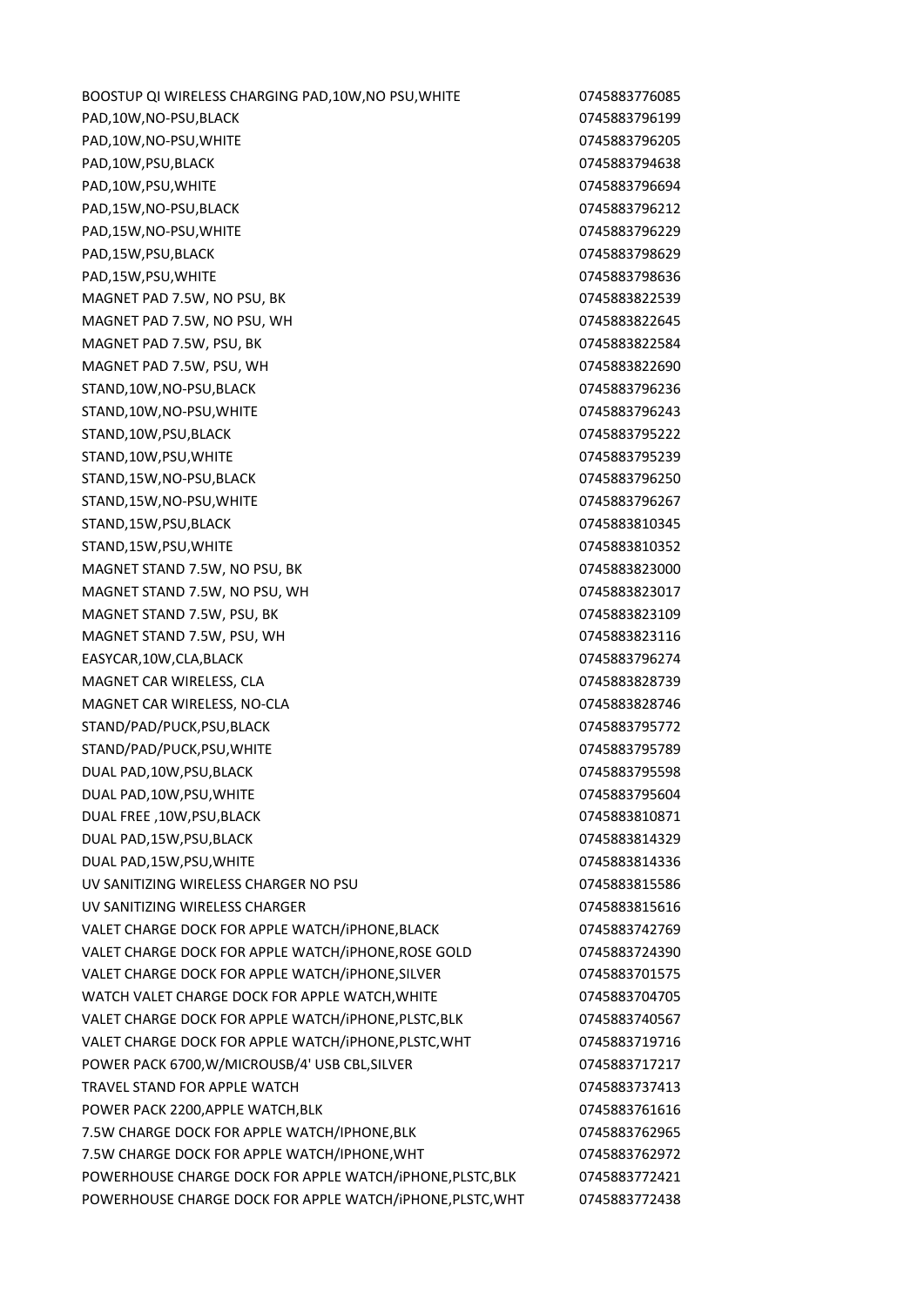| | |
|---|---|
| BOOSTUP QI WIRELESS CHARGING PAD,10W,NO PSU,WHITE | 0745883776085 |
| PAD,10W,NO-PSU,BLACK | 0745883796199 |
| PAD,10W,NO-PSU,WHITE | 0745883796205 |
| PAD,10W,PSU,BLACK | 0745883794638 |
| PAD,10W,PSU,WHITE | 0745883796694 |
| PAD,15W,NO-PSU,BLACK | 0745883796212 |
| PAD,15W,NO-PSU,WHITE | 0745883796229 |
| PAD,15W,PSU,BLACK | 0745883798629 |
| PAD,15W,PSU,WHITE | 0745883798636 |
| MAGNET PAD 7.5W, NO PSU, BK | 0745883822539 |
| MAGNET PAD 7.5W, NO PSU, WH | 0745883822645 |
| MAGNET PAD 7.5W, PSU, BK | 0745883822584 |
| MAGNET PAD 7.5W, PSU, WH | 0745883822690 |
| STAND,10W,NO-PSU,BLACK | 0745883796236 |
| STAND,10W,NO-PSU,WHITE | 0745883796243 |
| STAND,10W,PSU,BLACK | 0745883795222 |
| STAND,10W,PSU,WHITE | 0745883795239 |
| STAND,15W,NO-PSU,BLACK | 0745883796250 |
| STAND,15W,NO-PSU,WHITE | 0745883796267 |
| STAND,15W,PSU,BLACK | 0745883810345 |
| STAND,15W,PSU,WHITE | 0745883810352 |
| MAGNET STAND 7.5W, NO PSU, BK | 0745883823000 |
| MAGNET STAND 7.5W, NO PSU, WH | 0745883823017 |
| MAGNET STAND 7.5W, PSU, BK | 0745883823109 |
| MAGNET STAND 7.5W, PSU, WH | 0745883823116 |
| EASYCAR,10W,CLA,BLACK | 0745883796274 |
| MAGNET CAR WIRELESS, CLA | 0745883828739 |
| MAGNET CAR WIRELESS, NO-CLA | 0745883828746 |
| STAND/PAD/PUCK,PSU,BLACK | 0745883795772 |
| STAND/PAD/PUCK,PSU,WHITE | 0745883795789 |
| DUAL PAD,10W,PSU,BLACK | 0745883795598 |
| DUAL PAD,10W,PSU,WHITE | 0745883795604 |
| DUAL FREE ,10W,PSU,BLACK | 0745883810871 |
| DUAL PAD,15W,PSU,BLACK | 0745883814329 |
| DUAL PAD,15W,PSU,WHITE | 0745883814336 |
| UV SANITIZING WIRELESS CHARGER NO PSU | 0745883815586 |
| UV SANITIZING WIRELESS CHARGER | 0745883815616 |
| VALET CHARGE DOCK FOR APPLE WATCH/iPHONE,BLACK | 0745883742769 |
| VALET CHARGE DOCK FOR APPLE WATCH/iPHONE,ROSE GOLD | 0745883724390 |
| VALET CHARGE DOCK FOR APPLE WATCH/iPHONE,SILVER | 0745883701575 |
| WATCH VALET CHARGE DOCK FOR APPLE WATCH,WHITE | 0745883704705 |
| VALET CHARGE DOCK FOR APPLE WATCH/iPHONE,PLSTC,BLK | 0745883740567 |
| VALET CHARGE DOCK FOR APPLE WATCH/iPHONE,PLSTC,WHT | 0745883719716 |
| POWER PACK 6700,W/MICROUSB/4' USB CBL,SILVER | 0745883717217 |
| TRAVEL STAND FOR APPLE WATCH | 0745883737413 |
| POWER PACK 2200,APPLE WATCH,BLK | 0745883761616 |
| 7.5W CHARGE DOCK FOR APPLE WATCH/IPHONE,BLK | 0745883762965 |
| 7.5W CHARGE DOCK FOR APPLE WATCH/IPHONE,WHT | 0745883762972 |
| POWERHOUSE CHARGE DOCK FOR APPLE WATCH/iPHONE,PLSTC,BLK | 0745883772421 |
| POWERHOUSE CHARGE DOCK FOR APPLE WATCH/iPHONE,PLSTC,WHT | 0745883772438 |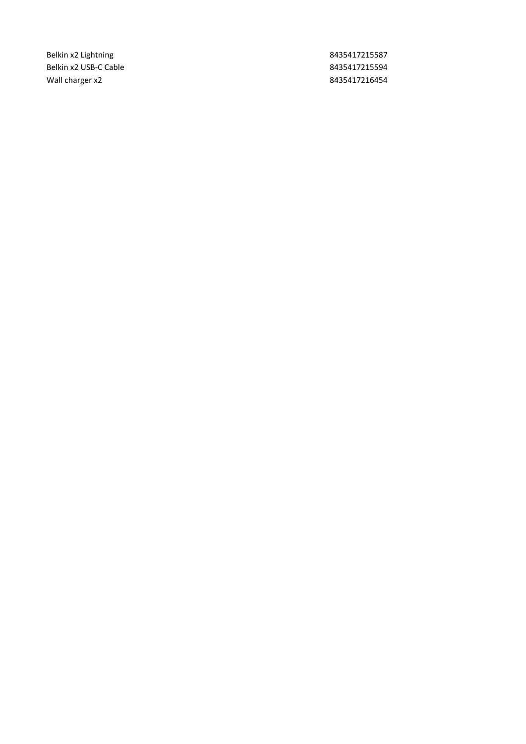| | |
|---|---|
| Belkin x2 Lightning | 8435417215587 |
| Belkin x2 USB-C Cable | 8435417215594 |
| Wall charger x2 | 8435417216454 |